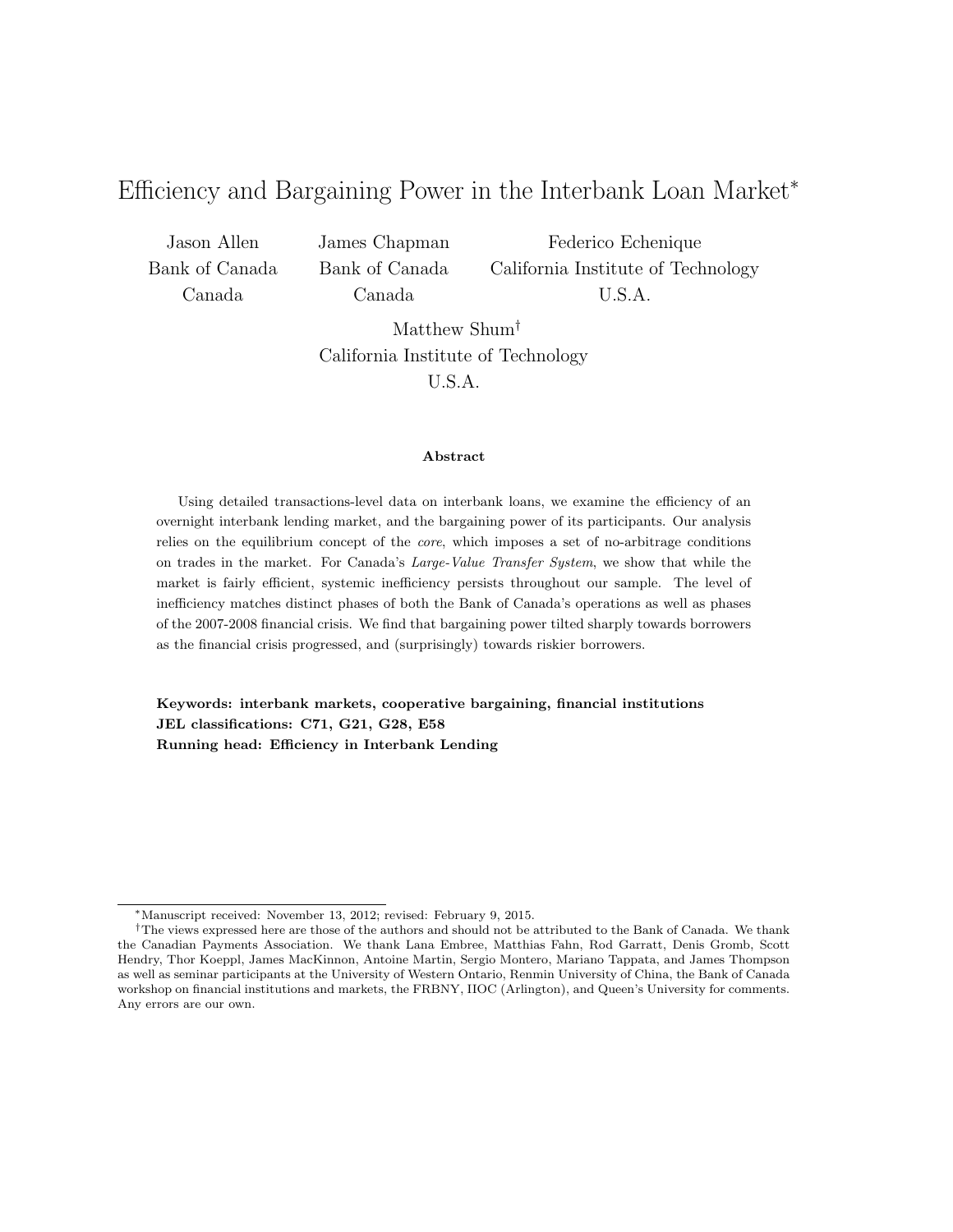# Efficiency and Bargaining Power in the Interbank Loan Market*

Jason Allen
Bank of Canada
Canada

James Chapman
Bank of Canada
Canada

Federico Echenique
California Institute of Technology
U.S.A.

Matthew Shum†
California Institute of Technology
U.S.A.

### Abstract

Using detailed transactions-level data on interbank loans, we examine the efficiency of an overnight interbank lending market, and the bargaining power of its participants. Our analysis relies on the equilibrium concept of the *core*, which imposes a set of no-arbitrage conditions on trades in the market. For Canada's *Large-Value Transfer System*, we show that while the market is fairly efficient, systemic inefficiency persists throughout our sample. The level of inefficiency matches distinct phases of both the Bank of Canada's operations as well as phases of the 2007-2008 financial crisis. We find that bargaining power tilted sharply towards borrowers as the financial crisis progressed, and (surprisingly) towards riskier borrowers.

**Keywords: interbank markets, cooperative bargaining, financial institutions**
**JEL classifications: C71, G21, G28, E58**
**Running head: Efficiency in Interbank Lending**

---

*Manuscript received: November 13, 2012; revised: February 9, 2015.

†The views expressed here are those of the authors and should not be attributed to the Bank of Canada. We thank the Canadian Payments Association. We thank Lana Embree, Matthias Fahn, Rod Garratt, Denis Gromb, Scott Hendry, Thor Koeppl, James MacKinnon, Antoine Martin, Sergio Montero, Mariano Tappata, and James Thompson as well as seminar participants at the University of Western Ontario, Renmin University of China, the Bank of Canada workshop on financial institutions and markets, the FRBNY, IIOC (Arlington), and Queen's University for comments. Any errors are our own.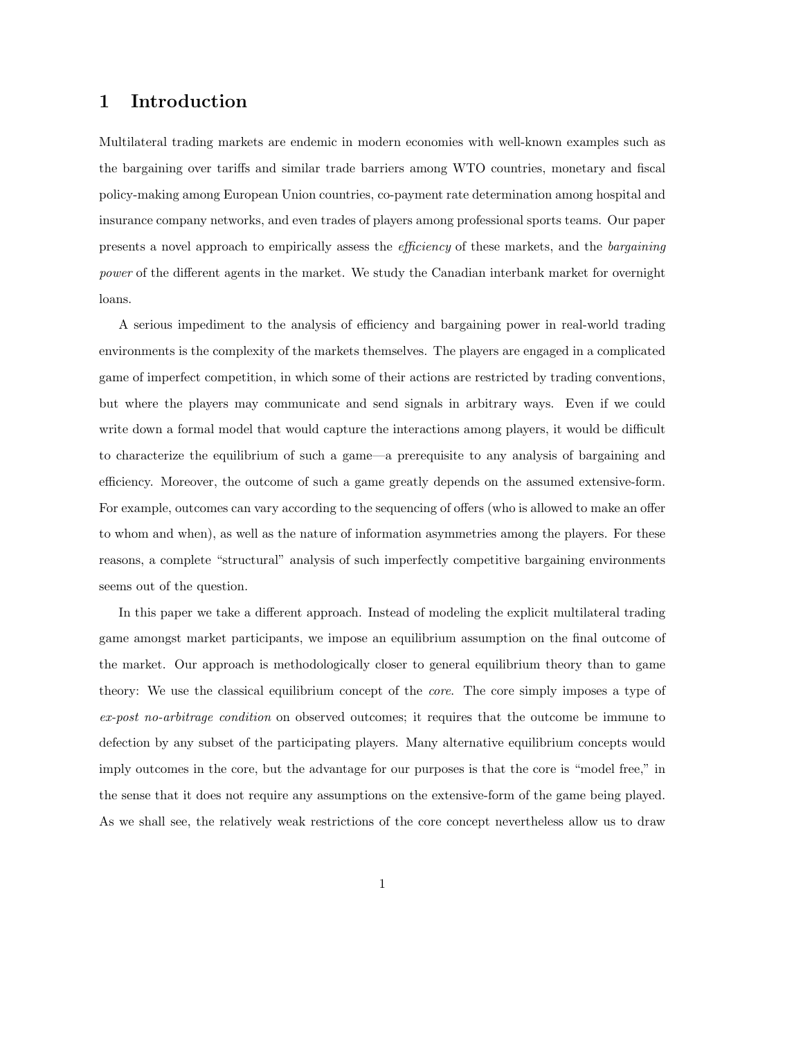# 1 Introduction

Multilateral trading markets are endemic in modern economies with well-known examples such as the bargaining over tariffs and similar trade barriers among WTO countries, monetary and fiscal policy-making among European Union countries, co-payment rate determination among hospital and insurance company networks, and even trades of players among professional sports teams. Our paper presents a novel approach to empirically assess the *efficiency* of these markets, and the *bargaining power* of the different agents in the market. We study the Canadian interbank market for overnight loans.

A serious impediment to the analysis of efficiency and bargaining power in real-world trading environments is the complexity of the markets themselves. The players are engaged in a complicated game of imperfect competition, in which some of their actions are restricted by trading conventions, but where the players may communicate and send signals in arbitrary ways. Even if we could write down a formal model that would capture the interactions among players, it would be difficult to characterize the equilibrium of such a game—a prerequisite to any analysis of bargaining and efficiency. Moreover, the outcome of such a game greatly depends on the assumed extensive-form. For example, outcomes can vary according to the sequencing of offers (who is allowed to make an offer to whom and when), as well as the nature of information asymmetries among the players. For these reasons, a complete "structural" analysis of such imperfectly competitive bargaining environments seems out of the question.

In this paper we take a different approach. Instead of modeling the explicit multilateral trading game amongst market participants, we impose an equilibrium assumption on the final outcome of the market. Our approach is methodologically closer to general equilibrium theory than to game theory: We use the classical equilibrium concept of the *core*. The core simply imposes a type of *ex-post no-arbitrage condition* on observed outcomes; it requires that the outcome be immune to defection by any subset of the participating players. Many alternative equilibrium concepts would imply outcomes in the core, but the advantage for our purposes is that the core is "model free," in the sense that it does not require any assumptions on the extensive-form of the game being played. As we shall see, the relatively weak restrictions of the core concept nevertheless allow us to draw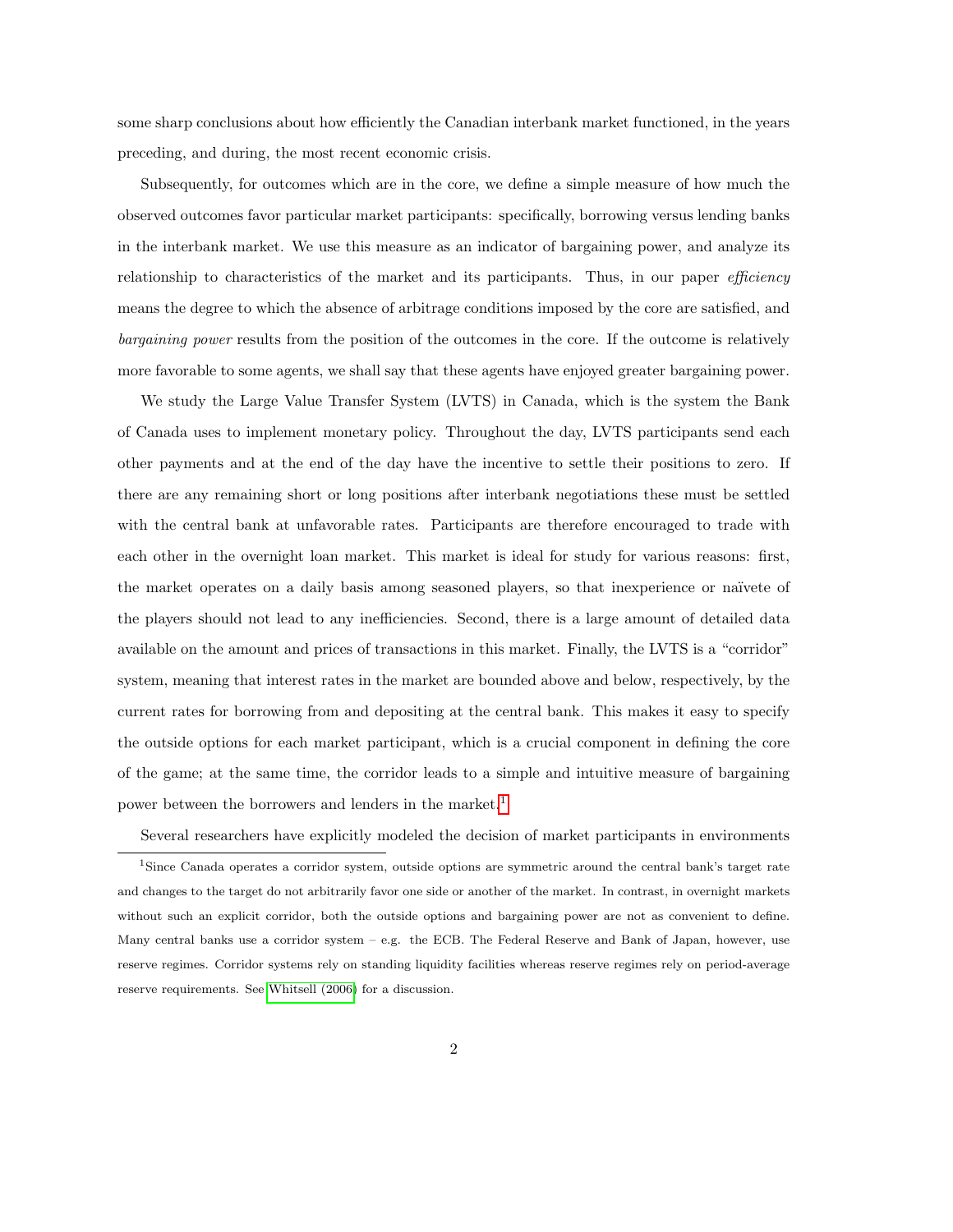some sharp conclusions about how efficiently the Canadian interbank market functioned, in the years preceding, and during, the most recent economic crisis.

Subsequently, for outcomes which are in the core, we define a simple measure of how much the observed outcomes favor particular market participants: specifically, borrowing versus lending banks in the interbank market. We use this measure as an indicator of bargaining power, and analyze its relationship to characteristics of the market and its participants. Thus, in our paper *efficiency* means the degree to which the absence of arbitrage conditions imposed by the core are satisfied, and *bargaining power* results from the position of the outcomes in the core. If the outcome is relatively more favorable to some agents, we shall say that these agents have enjoyed greater bargaining power.

We study the Large Value Transfer System (LVTS) in Canada, which is the system the Bank of Canada uses to implement monetary policy. Throughout the day, LVTS participants send each other payments and at the end of the day have the incentive to settle their positions to zero. If there are any remaining short or long positions after interbank negotiations these must be settled with the central bank at unfavorable rates. Participants are therefore encouraged to trade with each other in the overnight loan market. This market is ideal for study for various reasons: first, the market operates on a daily basis among seasoned players, so that inexperience or naïvete of the players should not lead to any inefficiencies. Second, there is a large amount of detailed data available on the amount and prices of transactions in this market. Finally, the LVTS is a "corridor" system, meaning that interest rates in the market are bounded above and below, respectively, by the current rates for borrowing from and depositing at the central bank. This makes it easy to specify the outside options for each market participant, which is a crucial component in defining the core of the game; at the same time, the corridor leads to a simple and intuitive measure of bargaining power between the borrowers and lenders in the market.[1]

Several researchers have explicitly modeled the decision of market participants in environments

[1] Since Canada operates a corridor system, outside options are symmetric around the central bank's target rate and changes to the target do not arbitrarily favor one side or another of the market. In contrast, in overnight markets without such an explicit corridor, both the outside options and bargaining power are not as convenient to define. Many central banks use a corridor system – e.g. the ECB. The Federal Reserve and Bank of Japan, however, use reserve regimes. Corridor systems rely on standing liquidity facilities whereas reserve regimes rely on period-average reserve requirements. See Whitsell (2006) for a discussion.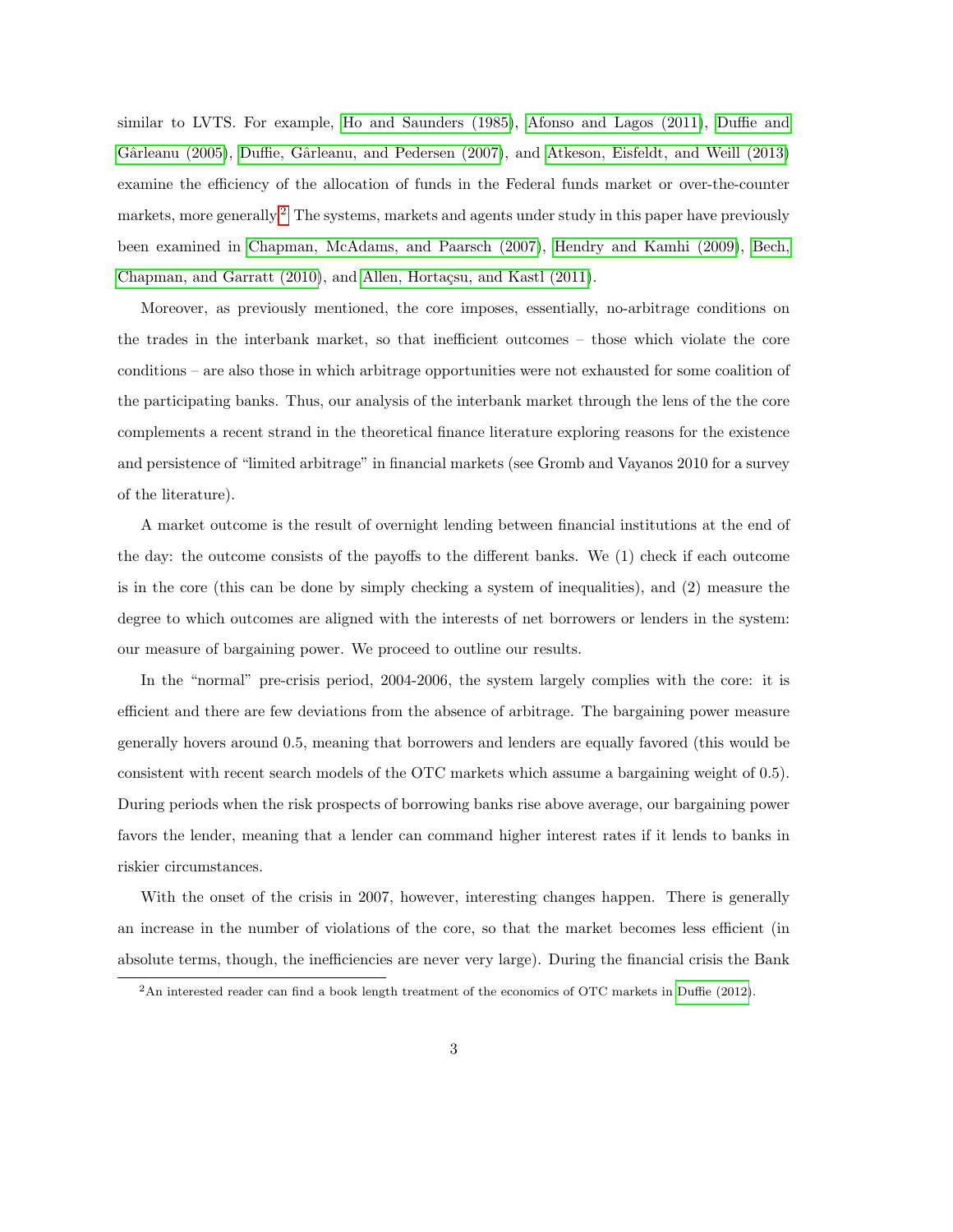similar to LVTS. For example, Ho and Saunders (1985), Afonso and Lagos (2011), Duffie and Gârleanu (2005), Duffie, Gârleanu, and Pedersen (2007), and Atkeson, Eisfeldt, and Weill (2013) examine the efficiency of the allocation of funds in the Federal funds market or over-the-counter markets, more generally.[2] The systems, markets and agents under study in this paper have previously been examined in Chapman, McAdams, and Paarsch (2007), Hendry and Kamhi (2009), Bech, Chapman, and Garratt (2010), and Allen, Hortaçsu, and Kastl (2011).

Moreover, as previously mentioned, the core imposes, essentially, no-arbitrage conditions on the trades in the interbank market, so that inefficient outcomes – those which violate the core conditions – are also those in which arbitrage opportunities were not exhausted for some coalition of the participating banks. Thus, our analysis of the interbank market through the lens of the the core complements a recent strand in the theoretical finance literature exploring reasons for the existence and persistence of "limited arbitrage" in financial markets (see Gromb and Vayanos 2010 for a survey of the literature).

A market outcome is the result of overnight lending between financial institutions at the end of the day: the outcome consists of the payoffs to the different banks. We (1) check if each outcome is in the core (this can be done by simply checking a system of inequalities), and (2) measure the degree to which outcomes are aligned with the interests of net borrowers or lenders in the system: our measure of bargaining power. We proceed to outline our results.

In the "normal" pre-crisis period, 2004-2006, the system largely complies with the core: it is efficient and there are few deviations from the absence of arbitrage. The bargaining power measure generally hovers around 0.5, meaning that borrowers and lenders are equally favored (this would be consistent with recent search models of the OTC markets which assume a bargaining weight of 0.5). During periods when the risk prospects of borrowing banks rise above average, our bargaining power favors the lender, meaning that a lender can command higher interest rates if it lends to banks in riskier circumstances.

With the onset of the crisis in 2007, however, interesting changes happen. There is generally an increase in the number of violations of the core, so that the market becomes less efficient (in absolute terms, though, the inefficiencies are never very large). During the financial crisis the Bank

[2] An interested reader can find a book length treatment of the economics of OTC markets in Duffie (2012).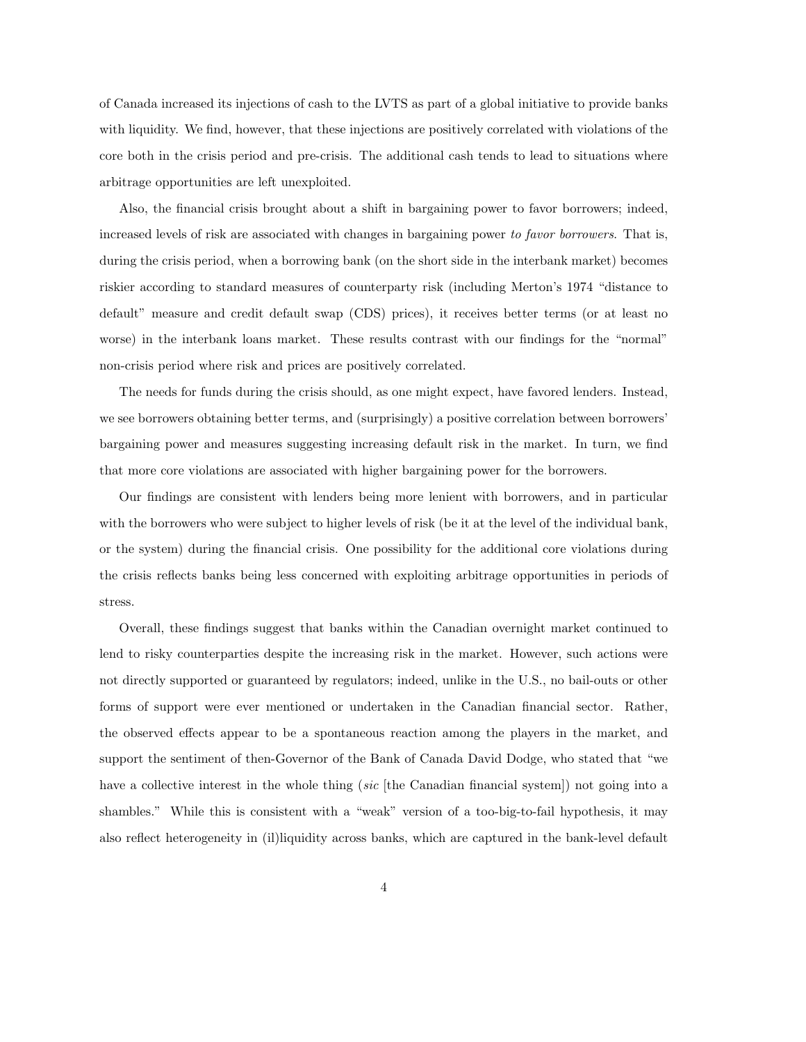of Canada increased its injections of cash to the LVTS as part of a global initiative to provide banks with liquidity. We find, however, that these injections are positively correlated with violations of the core both in the crisis period and pre-crisis. The additional cash tends to lead to situations where arbitrage opportunities are left unexploited.

Also, the financial crisis brought about a shift in bargaining power to favor borrowers; indeed, increased levels of risk are associated with changes in bargaining power *to favor borrowers*. That is, during the crisis period, when a borrowing bank (on the short side in the interbank market) becomes riskier according to standard measures of counterparty risk (including Merton's 1974 "distance to default" measure and credit default swap (CDS) prices), it receives better terms (or at least no worse) in the interbank loans market. These results contrast with our findings for the "normal" non-crisis period where risk and prices are positively correlated.

The needs for funds during the crisis should, as one might expect, have favored lenders. Instead, we see borrowers obtaining better terms, and (surprisingly) a positive correlation between borrowers' bargaining power and measures suggesting increasing default risk in the market. In turn, we find that more core violations are associated with higher bargaining power for the borrowers.

Our findings are consistent with lenders being more lenient with borrowers, and in particular with the borrowers who were subject to higher levels of risk (be it at the level of the individual bank, or the system) during the financial crisis. One possibility for the additional core violations during the crisis reflects banks being less concerned with exploiting arbitrage opportunities in periods of stress.

Overall, these findings suggest that banks within the Canadian overnight market continued to lend to risky counterparties despite the increasing risk in the market. However, such actions were not directly supported or guaranteed by regulators; indeed, unlike in the U.S., no bail-outs or other forms of support were ever mentioned or undertaken in the Canadian financial sector. Rather, the observed effects appear to be a spontaneous reaction among the players in the market, and support the sentiment of then-Governor of the Bank of Canada David Dodge, who stated that "we have a collective interest in the whole thing (*sic* [the Canadian financial system]) not going into a shambles." While this is consistent with a "weak" version of a too-big-to-fail hypothesis, it may also reflect heterogeneity in (il)liquidity across banks, which are captured in the bank-level default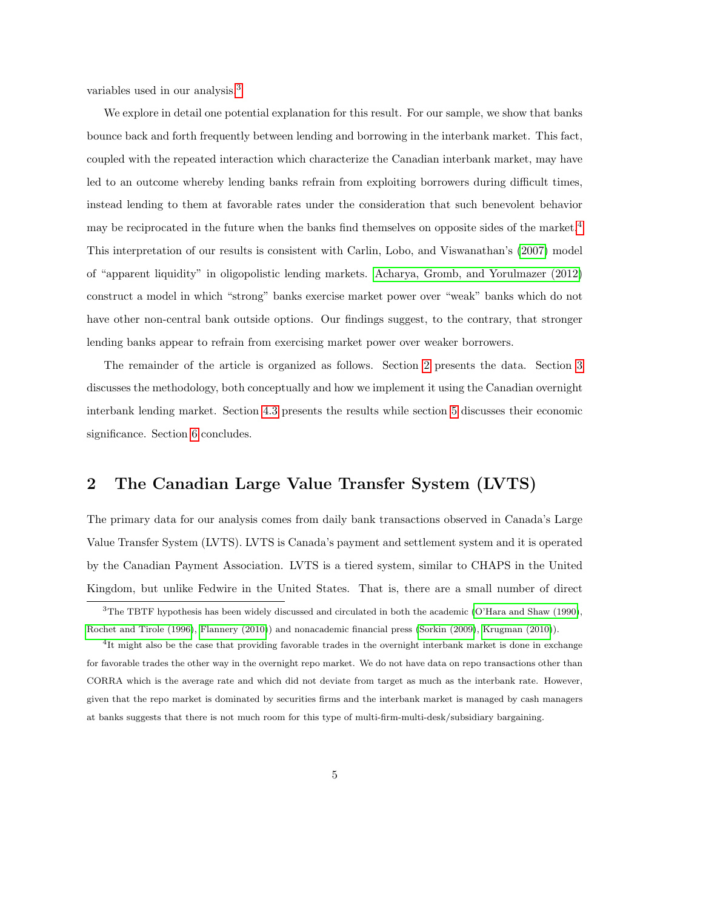variables used in our analysis.[3]

We explore in detail one potential explanation for this result. For our sample, we show that banks bounce back and forth frequently between lending and borrowing in the interbank market. This fact, coupled with the repeated interaction which characterize the Canadian interbank market, may have led to an outcome whereby lending banks refrain from exploiting borrowers during difficult times, instead lending to them at favorable rates under the consideration that such benevolent behavior may be reciprocated in the future when the banks find themselves on opposite sides of the market.[4] This interpretation of our results is consistent with Carlin, Lobo, and Viswanathan's (2007) model of "apparent liquidity" in oligopolistic lending markets. Acharya, Gromb, and Yorulmazer (2012) construct a model in which "strong" banks exercise market power over "weak" banks which do not have other non-central bank outside options. Our findings suggest, to the contrary, that stronger lending banks appear to refrain from exercising market power over weaker borrowers.

The remainder of the article is organized as follows. Section 2 presents the data. Section 3 discusses the methodology, both conceptually and how we implement it using the Canadian overnight interbank lending market. Section 4.3 presents the results while section 5 discusses their economic significance. Section 6 concludes.

## 2 The Canadian Large Value Transfer System (LVTS)

The primary data for our analysis comes from daily bank transactions observed in Canada's Large Value Transfer System (LVTS). LVTS is Canada's payment and settlement system and it is operated by the Canadian Payment Association. LVTS is a tiered system, similar to CHAPS in the United Kingdom, but unlike Fedwire in the United States. That is, there are a small number of direct

[3] The TBTF hypothesis has been widely discussed and circulated in both the academic (O'Hara and Shaw (1990), Rochet and Tirole (1996), Flannery (2010)) and nonacademic financial press (Sorkin (2009), Krugman (2010)).

[4] It might also be the case that providing favorable trades in the overnight interbank market is done in exchange for favorable trades the other way in the overnight repo market. We do not have data on repo transactions other than CORRA which is the average rate and which did not deviate from target as much as the interbank rate. However, given that the repo market is dominated by securities firms and the interbank market is managed by cash managers at banks suggests that there is not much room for this type of multi-firm-multi-desk/subsidiary bargaining.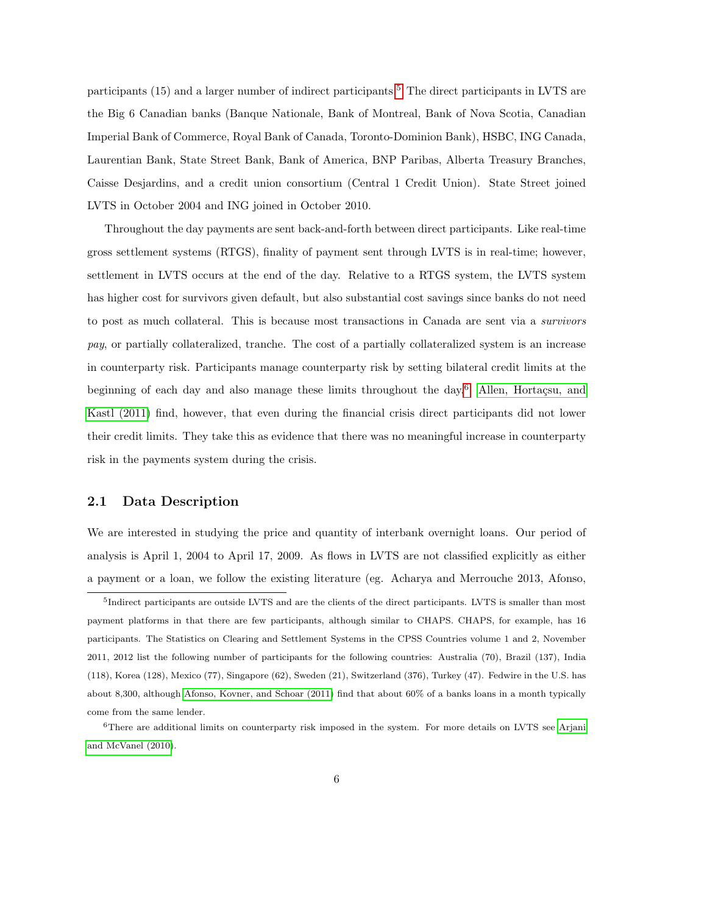participants (15) and a larger number of indirect participants.[5] The direct participants in LVTS are the Big 6 Canadian banks (Banque Nationale, Bank of Montreal, Bank of Nova Scotia, Canadian Imperial Bank of Commerce, Royal Bank of Canada, Toronto-Dominion Bank), HSBC, ING Canada, Laurentian Bank, State Street Bank, Bank of America, BNP Paribas, Alberta Treasury Branches, Caisse Desjardins, and a credit union consortium (Central 1 Credit Union). State Street joined LVTS in October 2004 and ING joined in October 2010.

Throughout the day payments are sent back-and-forth between direct participants. Like real-time gross settlement systems (RTGS), finality of payment sent through LVTS is in real-time; however, settlement in LVTS occurs at the end of the day. Relative to a RTGS system, the LVTS system has higher cost for survivors given default, but also substantial cost savings since banks do not need to post as much collateral. This is because most transactions in Canada are sent via a *survivors pay*, or partially collateralized, tranche. The cost of a partially collateralized system is an increase in counterparty risk. Participants manage counterparty risk by setting bilateral credit limits at the beginning of each day and also manage these limits throughout the day.[6] Allen, Hortaçsu, and Kastl (2011) find, however, that even during the financial crisis direct participants did not lower their credit limits. They take this as evidence that there was no meaningful increase in counterparty risk in the payments system during the crisis.

## 2.1 Data Description

We are interested in studying the price and quantity of interbank overnight loans. Our period of analysis is April 1, 2004 to April 17, 2009. As flows in LVTS are not classified explicitly as either a payment or a loan, we follow the existing literature (eg. Acharya and Merrouche 2013, Afonso,

---

[5] Indirect participants are outside LVTS and are the clients of the direct participants. LVTS is smaller than most payment platforms in that there are few participants, although similar to CHAPS. CHAPS, for example, has 16 participants. The Statistics on Clearing and Settlement Systems in the CPSS Countries volume 1 and 2, November 2011, 2012 list the following number of participants for the following countries: Australia (70), Brazil (137), India (118), Korea (128), Mexico (77), Singapore (62), Sweden (21), Switzerland (376), Turkey (47). Fedwire in the U.S. has about 8,300, although Afonso, Kovner, and Schoar (2011) find that about 60% of a banks loans in a month typically come from the same lender.

[6] There are additional limits on counterparty risk imposed in the system. For more details on LVTS see Arjani and McVanel (2010).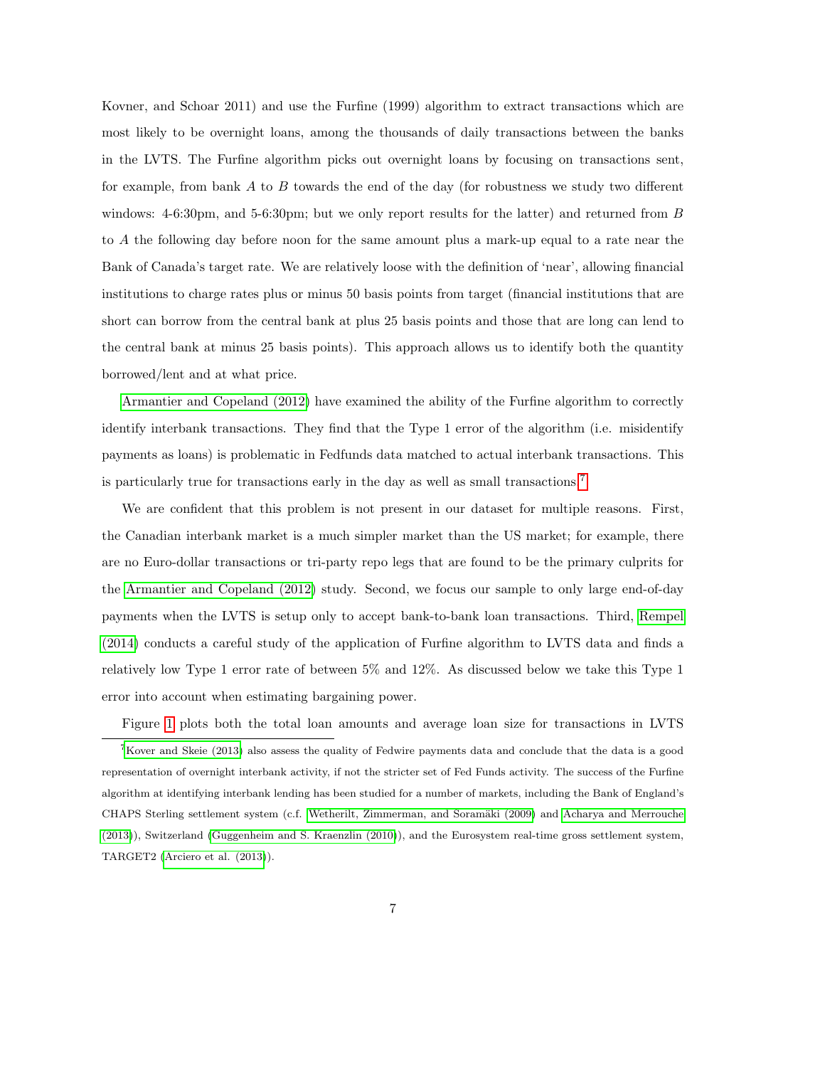Kovner, and Schoar 2011) and use the Furfine (1999) algorithm to extract transactions which are most likely to be overnight loans, among the thousands of daily transactions between the banks in the LVTS. The Furfine algorithm picks out overnight loans by focusing on transactions sent, for example, from bank $A$ to $B$ towards the end of the day (for robustness we study two different windows: 4-6:30pm, and 5-6:30pm; but we only report results for the latter) and returned from $B$ to $A$ the following day before noon for the same amount plus a mark-up equal to a rate near the Bank of Canada's target rate. We are relatively loose with the definition of 'near', allowing financial institutions to charge rates plus or minus 50 basis points from target (financial institutions that are short can borrow from the central bank at plus 25 basis points and those that are long can lend to the central bank at minus 25 basis points). This approach allows us to identify both the quantity borrowed/lent and at what price.

Armantier and Copeland (2012) have examined the ability of the Furfine algorithm to correctly identify interbank transactions. They find that the Type 1 error of the algorithm (i.e. misidentify payments as loans) is problematic in Fedfunds data matched to actual interbank transactions. This is particularly true for transactions early in the day as well as small transactions.[7]

We are confident that this problem is not present in our dataset for multiple reasons. First, the Canadian interbank market is a much simpler market than the US market; for example, there are no Euro-dollar transactions or tri-party repo legs that are found to be the primary culprits for the Armantier and Copeland (2012) study. Second, we focus our sample to only large end-of-day payments when the LVTS is setup only to accept bank-to-bank loan transactions. Third, Rempel (2014) conducts a careful study of the application of Furfine algorithm to LVTS data and finds a relatively low Type 1 error rate of between 5% and 12%. As discussed below we take this Type 1 error into account when estimating bargaining power.

Figure 1 plots both the total loan amounts and average loan size for transactions in LVTS

[7] Kover and Skeie (2013) also assess the quality of Fedwire payments data and conclude that the data is a good representation of overnight interbank activity, if not the stricter set of Fed Funds activity. The success of the Furfine algorithm at identifying interbank lending has been studied for a number of markets, including the Bank of England's CHAPS Sterling settlement system (c.f. Wetherilt, Zimmerman, and Soramäki (2009) and Acharya and Merrouche (2013)), Switzerland (Guggenheim and S. Kraenzlin (2010)), and the Eurosystem real-time gross settlement system, TARGET2 (Arciero et al. (2013)).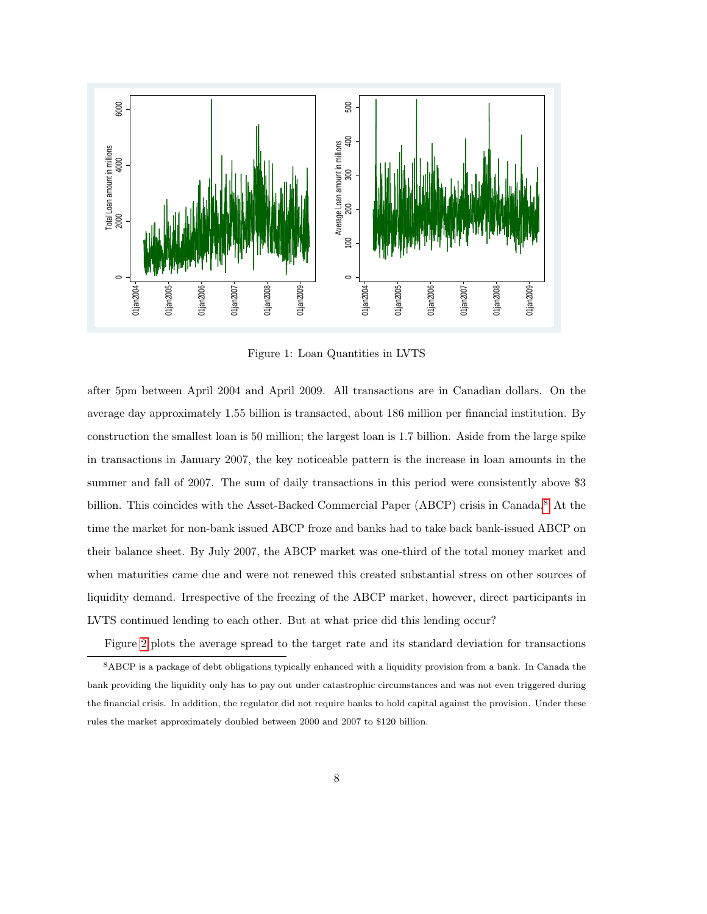Figure 1: Loan Quantities in LVTS

after 5pm between April 2004 and April 2009. All transactions are in Canadian dollars. On the average day approximately 1.55 billion is transacted, about 186 million per financial institution. By construction the smallest loan is 50 million; the largest loan is 1.7 billion. Aside from the large spike in transactions in January 2007, the key noticeable pattern is the increase in loan amounts in the summer and fall of 2007. The sum of daily transactions in this period were consistently above $3 billion. This coincides with the Asset-Backed Commercial Paper (ABCP) crisis in Canada.[8] At the time the market for non-bank issued ABCP froze and banks had to take back bank-issued ABCP on their balance sheet. By July 2007, the ABCP market was one-third of the total money market and when maturities came due and were not renewed this created substantial stress on other sources of liquidity demand. Irrespective of the freezing of the ABCP market, however, direct participants in LVTS continued lending to each other. But at what price did this lending occur?

Figure 2 plots the average spread to the target rate and its standard deviation for transactions

[8] ABCP is a package of debt obligations typically enhanced with a liquidity provision from a bank. In Canada the bank providing the liquidity only has to pay out under catastrophic circumstances and was not even triggered during the financial crisis. In addition, the regulator did not require banks to hold capital against the provision. Under these rules the market approximately doubled between 2000 and 2007 to $120 billion.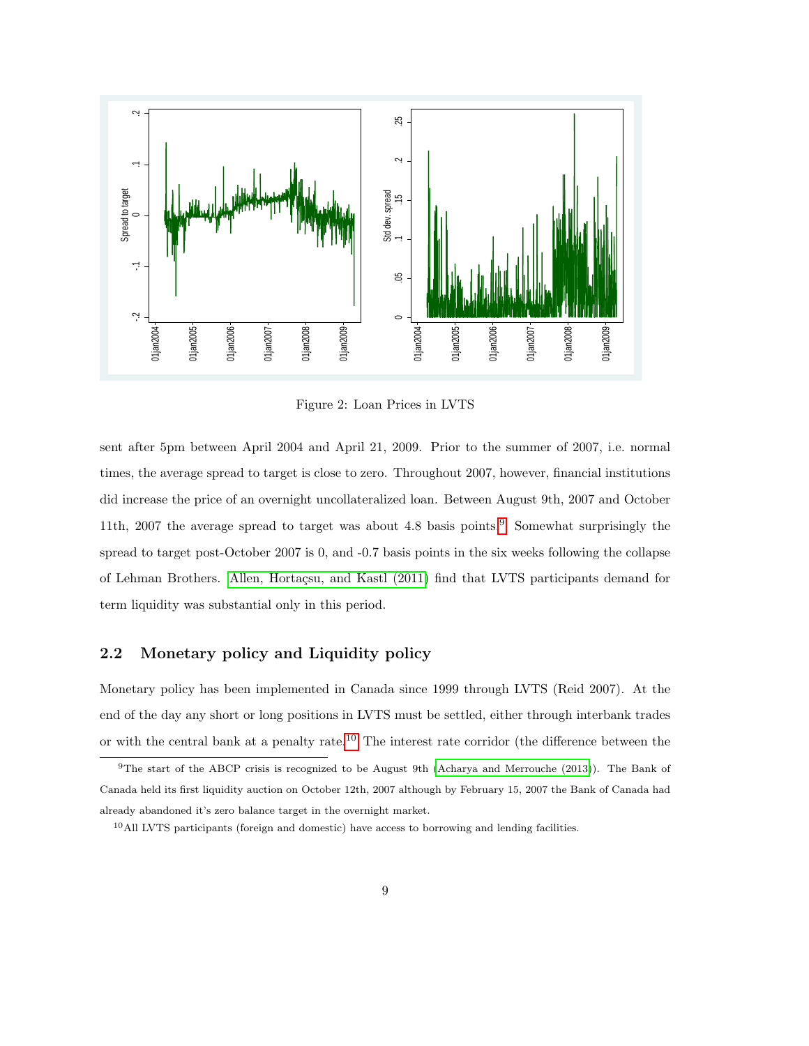Figure 2: Loan Prices in LVTS

sent after 5pm between April 2004 and April 21, 2009. Prior to the summer of 2007, i.e. normal times, the average spread to target is close to zero. Throughout 2007, however, financial institutions did increase the price of an overnight uncollateralized loan. Between August 9th, 2007 and October 11th, 2007 the average spread to target was about 4.8 basis points.[9] Somewhat surprisingly the spread to target post-October 2007 is 0, and -0.7 basis points in the six weeks following the collapse of Lehman Brothers. Allen, Hortaçsu, and Kastl (2011) find that LVTS participants demand for term liquidity was substantial only in this period.

## 2.2 Monetary policy and Liquidity policy

Monetary policy has been implemented in Canada since 1999 through LVTS (Reid 2007). At the end of the day any short or long positions in LVTS must be settled, either through interbank trades or with the central bank at a penalty rate.[10] The interest rate corridor (the difference between the

[9] The start of the ABCP crisis is recognized to be August 9th (Acharya and Merrouche (2013)). The Bank of Canada held its first liquidity auction on October 12th, 2007 although by February 15, 2007 the Bank of Canada had already abandoned it's zero balance target in the overnight market.

[10] All LVTS participants (foreign and domestic) have access to borrowing and lending facilities.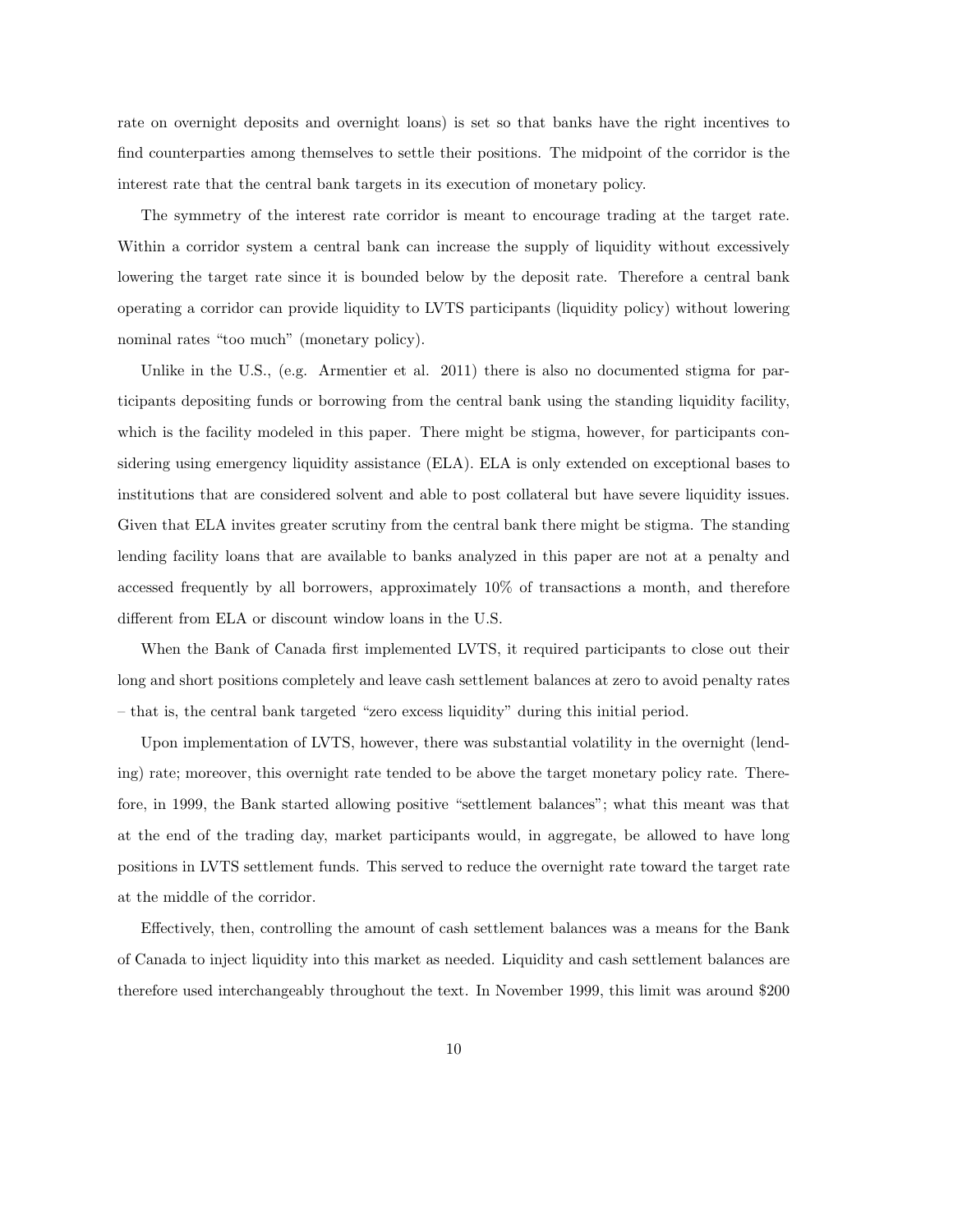rate on overnight deposits and overnight loans) is set so that banks have the right incentives to find counterparties among themselves to settle their positions. The midpoint of the corridor is the interest rate that the central bank targets in its execution of monetary policy.

The symmetry of the interest rate corridor is meant to encourage trading at the target rate. Within a corridor system a central bank can increase the supply of liquidity without excessively lowering the target rate since it is bounded below by the deposit rate. Therefore a central bank operating a corridor can provide liquidity to LVTS participants (liquidity policy) without lowering nominal rates "too much" (monetary policy).

Unlike in the U.S., (e.g. Armentier et al. 2011) there is also no documented stigma for participants depositing funds or borrowing from the central bank using the standing liquidity facility, which is the facility modeled in this paper. There might be stigma, however, for participants considering using emergency liquidity assistance (ELA). ELA is only extended on exceptional bases to institutions that are considered solvent and able to post collateral but have severe liquidity issues. Given that ELA invites greater scrutiny from the central bank there might be stigma. The standing lending facility loans that are available to banks analyzed in this paper are not at a penalty and accessed frequently by all borrowers, approximately 10% of transactions a month, and therefore different from ELA or discount window loans in the U.S.

When the Bank of Canada first implemented LVTS, it required participants to close out their long and short positions completely and leave cash settlement balances at zero to avoid penalty rates – that is, the central bank targeted "zero excess liquidity" during this initial period.

Upon implementation of LVTS, however, there was substantial volatility in the overnight (lending) rate; moreover, this overnight rate tended to be above the target monetary policy rate. Therefore, in 1999, the Bank started allowing positive "settlement balances"; what this meant was that at the end of the trading day, market participants would, in aggregate, be allowed to have long positions in LVTS settlement funds. This served to reduce the overnight rate toward the target rate at the middle of the corridor.

Effectively, then, controlling the amount of cash settlement balances was a means for the Bank of Canada to inject liquidity into this market as needed. Liquidity and cash settlement balances are therefore used interchangeably throughout the text. In November 1999, this limit was around $200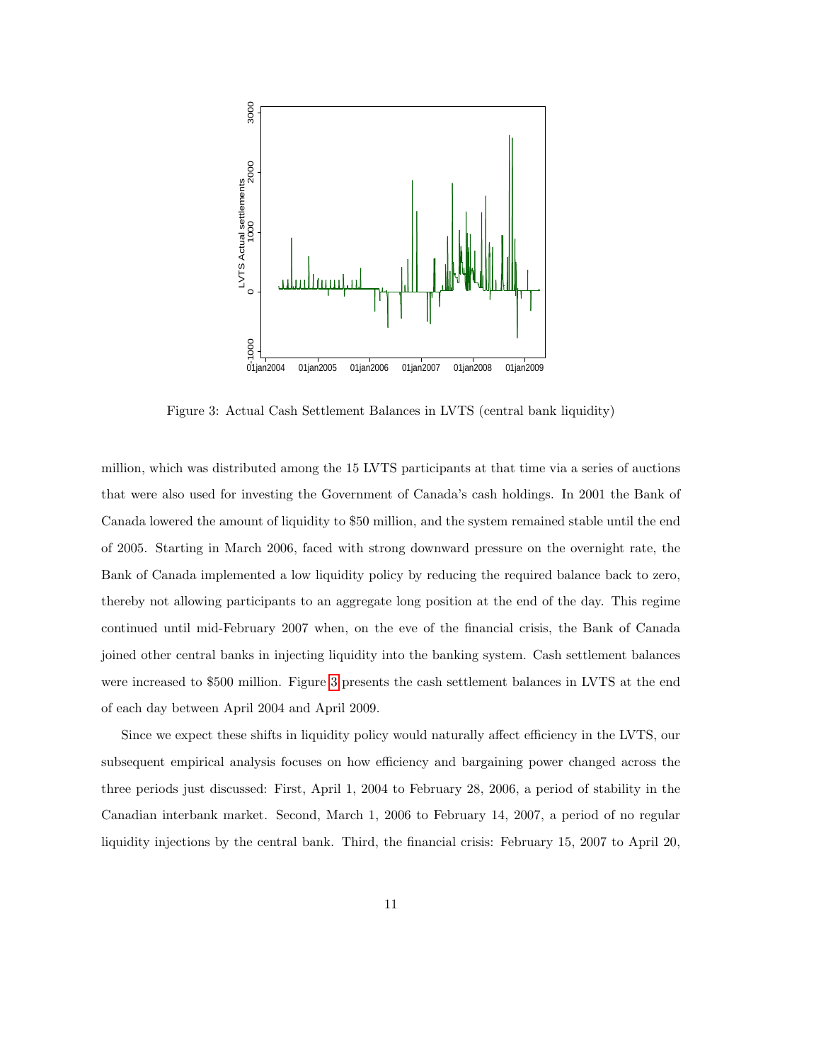Figure 3: Actual Cash Settlement Balances in LVTS (central bank liquidity)

million, which was distributed among the 15 LVTS participants at that time via a series of auctions that were also used for investing the Government of Canada's cash holdings. In 2001 the Bank of Canada lowered the amount of liquidity to \$50 million, and the system remained stable until the end of 2005. Starting in March 2006, faced with strong downward pressure on the overnight rate, the Bank of Canada implemented a low liquidity policy by reducing the required balance back to zero, thereby not allowing participants to an aggregate long position at the end of the day. This regime continued until mid-February 2007 when, on the eve of the financial crisis, the Bank of Canada joined other central banks in injecting liquidity into the banking system. Cash settlement balances were increased to \$500 million. Figure 3 presents the cash settlement balances in LVTS at the end of each day between April 2004 and April 2009.

Since we expect these shifts in liquidity policy would naturally affect efficiency in the LVTS, our subsequent empirical analysis focuses on how efficiency and bargaining power changed across the three periods just discussed: First, April 1, 2004 to February 28, 2006, a period of stability in the Canadian interbank market. Second, March 1, 2006 to February 14, 2007, a period of no regular liquidity injections by the central bank. Third, the financial crisis: February 15, 2007 to April 20,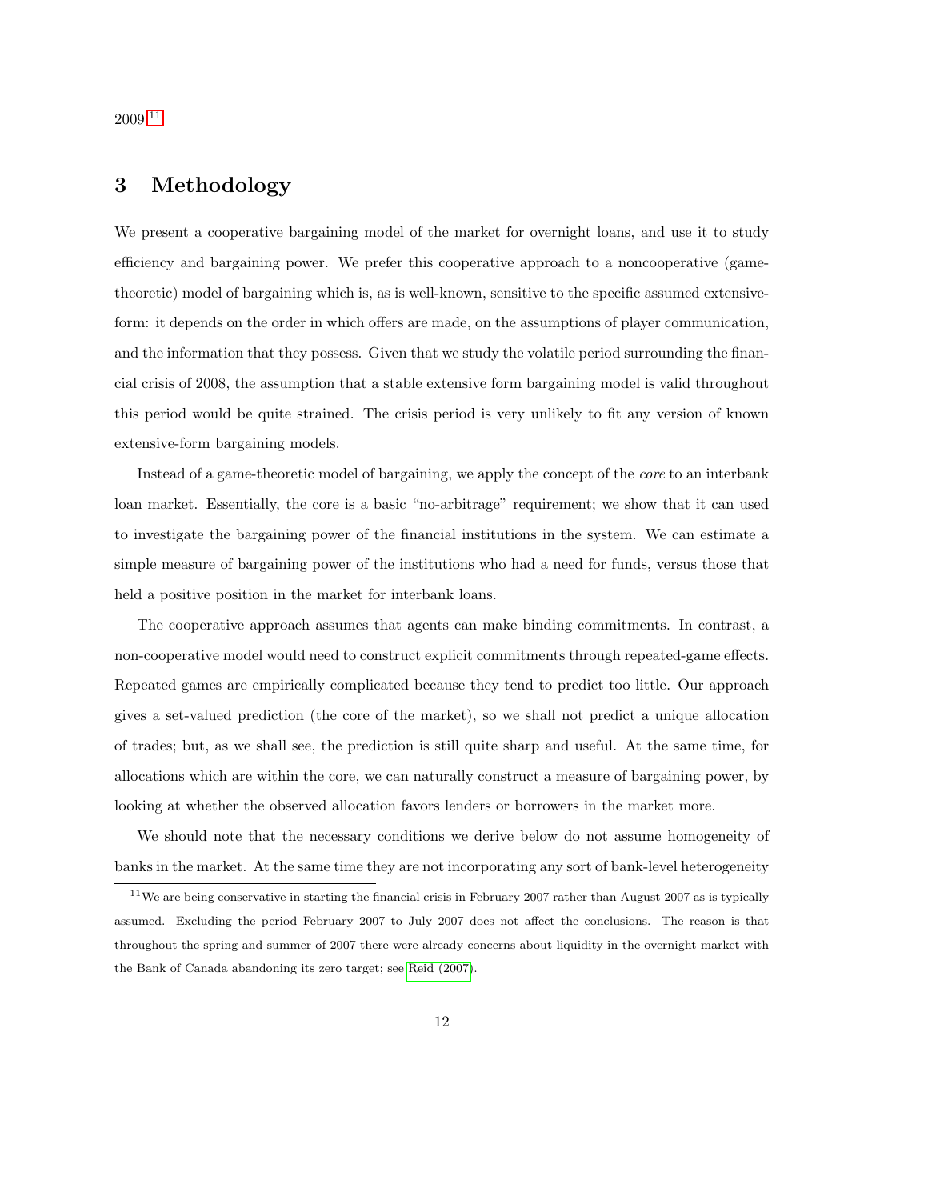2009.[11]

# 3 Methodology

We present a cooperative bargaining model of the market for overnight loans, and use it to study efficiency and bargaining power. We prefer this cooperative approach to a noncooperative (game-theoretic) model of bargaining which is, as is well-known, sensitive to the specific assumed extensive-form: it depends on the order in which offers are made, on the assumptions of player communication, and the information that they possess. Given that we study the volatile period surrounding the financial crisis of 2008, the assumption that a stable extensive form bargaining model is valid throughout this period would be quite strained. The crisis period is very unlikely to fit any version of known extensive-form bargaining models.

Instead of a game-theoretic model of bargaining, we apply the concept of the *core* to an interbank loan market. Essentially, the core is a basic "no-arbitrage" requirement; we show that it can used to investigate the bargaining power of the financial institutions in the system. We can estimate a simple measure of bargaining power of the institutions who had a need for funds, versus those that held a positive position in the market for interbank loans.

The cooperative approach assumes that agents can make binding commitments. In contrast, a non-cooperative model would need to construct explicit commitments through repeated-game effects. Repeated games are empirically complicated because they tend to predict too little. Our approach gives a set-valued prediction (the core of the market), so we shall not predict a unique allocation of trades; but, as we shall see, the prediction is still quite sharp and useful. At the same time, for allocations which are within the core, we can naturally construct a measure of bargaining power, by looking at whether the observed allocation favors lenders or borrowers in the market more.

We should note that the necessary conditions we derive below do not assume homogeneity of banks in the market. At the same time they are not incorporating any sort of bank-level heterogeneity

[11] We are being conservative in starting the financial crisis in February 2007 rather than August 2007 as is typically assumed. Excluding the period February 2007 to July 2007 does not affect the conclusions. The reason is that throughout the spring and summer of 2007 there were already concerns about liquidity in the overnight market with the Bank of Canada abandoning its zero target; see Reid (2007).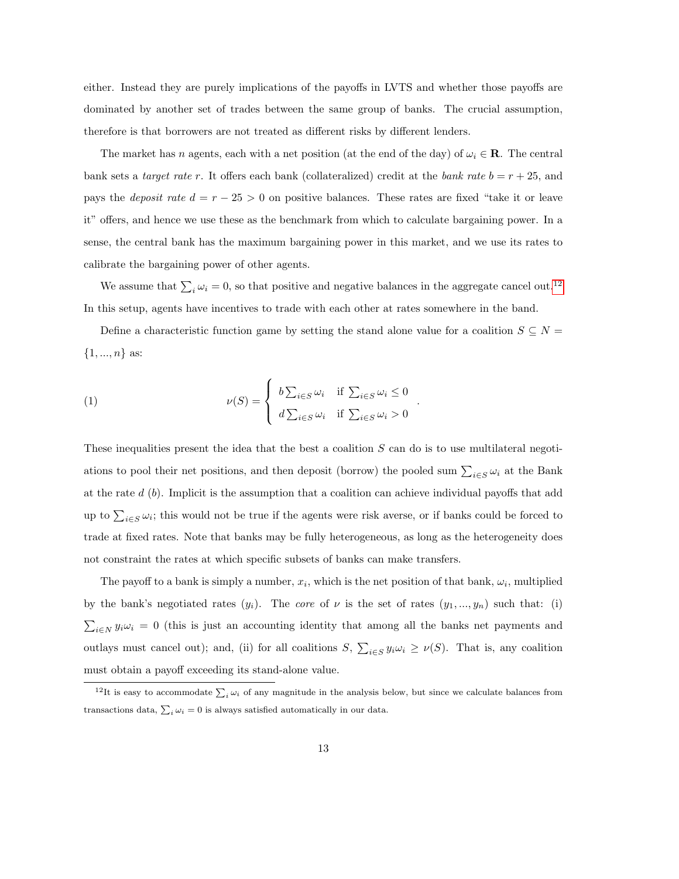either. Instead they are purely implications of the payoffs in LVTS and whether those payoffs are dominated by another set of trades between the same group of banks. The crucial assumption, therefore is that borrowers are not treated as different risks by different lenders.

The market has $n$ agents, each with a net position (at the end of the day) of $\omega_i \in \mathbf{R}$. The central bank sets a *target rate* $r$. It offers each bank (collateralized) credit at the *bank rate* $b = r + 25$, and pays the *deposit rate* $d = r - 25 > 0$ on positive balances. These rates are fixed "take it or leave it" offers, and hence we use these as the benchmark from which to calculate bargaining power. In a sense, the central bank has the maximum bargaining power in this market, and we use its rates to calibrate the bargaining power of other agents.

We assume that $\sum_i \omega_i = 0$, so that positive and negative balances in the aggregate cancel out.[12] In this setup, agents have incentives to trade with each other at rates somewhere in the band.

Define a characteristic function game by setting the stand alone value for a coalition $S \subseteq N = \{1, ..., n\}$ as:

$$\nu(S) = \begin{cases} b \sum_{i \in S} \omega_i & \text{if } \sum_{i \in S} \omega_i \leq 0 \\ d \sum_{i \in S} \omega_i & \text{if } \sum_{i \in S} \omega_i > 0 \end{cases} . \tag{1}$$

These inequalities present the idea that the best a coalition $S$ can do is to use multilateral negotiations to pool their net positions, and then deposit (borrow) the pooled sum $\sum_{i \in S} \omega_i$ at the Bank at the rate $d$ ($b$). Implicit is the assumption that a coalition can achieve individual payoffs that add up to $\sum_{i \in S} \omega_i$; this would not be true if the agents were risk averse, or if banks could be forced to trade at fixed rates. Note that banks may be fully heterogeneous, as long as the heterogeneity does not constraint the rates at which specific subsets of banks can make transfers.

The payoff to a bank is simply a number, $x_i$, which is the net position of that bank, $\omega_i$, multiplied by the bank's negotiated rates ($y_i$). The *core* of $\nu$ is the set of rates $(y_1, ..., y_n)$ such that: (i) $\sum_{i \in N} y_i \omega_i = 0$ (this is just an accounting identity that among all the banks net payments and outlays must cancel out); and, (ii) for all coalitions $S$, $\sum_{i \in S} y_i \omega_i \geq \nu(S)$. That is, any coalition must obtain a payoff exceeding its stand-alone value.

[12] It is easy to accommodate $\sum_i \omega_i$ of any magnitude in the analysis below, but since we calculate balances from transactions data, $\sum_i \omega_i = 0$ is always satisfied automatically in our data.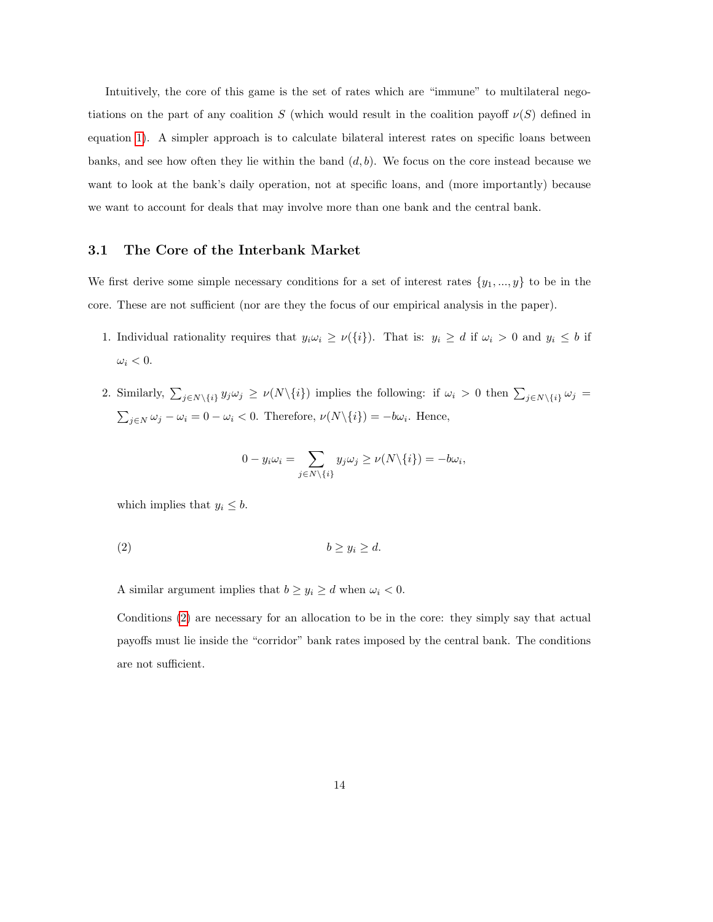Intuitively, the core of this game is the set of rates which are "immune" to multilateral negotiations on the part of any coalition $S$ (which would result in the coalition payoff $\nu(S)$ defined in equation 1). A simpler approach is to calculate bilateral interest rates on specific loans between banks, and see how often they lie within the band $(d, b)$. We focus on the core instead because we want to look at the bank's daily operation, not at specific loans, and (more importantly) because we want to account for deals that may involve more than one bank and the central bank.

### 3.1 The Core of the Interbank Market

We first derive some simple necessary conditions for a set of interest rates $\{y_1, ..., y\}$ to be in the core. These are not sufficient (nor are they the focus of our empirical analysis in the paper).

1. Individual rationality requires that $y_i\omega_i \geq \nu(\{i\})$. That is: $y_i \geq d$ if $\omega_i > 0$ and $y_i \leq b$ if $\omega_i < 0$.

2. Similarly, $\sum_{j\in N\backslash\{i\}} y_j\omega_j \geq \nu(N\backslash\{i\})$ implies the following: if $\omega_i > 0$ then $\sum_{j\in N\backslash\{i\}} \omega_j = \sum_{j\in N} \omega_j - \omega_i = 0 - \omega_i < 0$. Therefore, $\nu(N\backslash\{i\}) = -b\omega_i$. Hence,

$$0 - y_i\omega_i = \sum_{j\in N\backslash\{i\}} y_j\omega_j \geq \nu(N\backslash\{i\}) = -b\omega_i,$$

which implies that $y_i \leq b$.

$$b \geq y_i \geq d. \tag{2}$$

A similar argument implies that $b \geq y_i \geq d$ when $\omega_i < 0$.

Conditions (2) are necessary for an allocation to be in the core: they simply say that actual payoffs must lie inside the "corridor" bank rates imposed by the central bank. The conditions are not sufficient.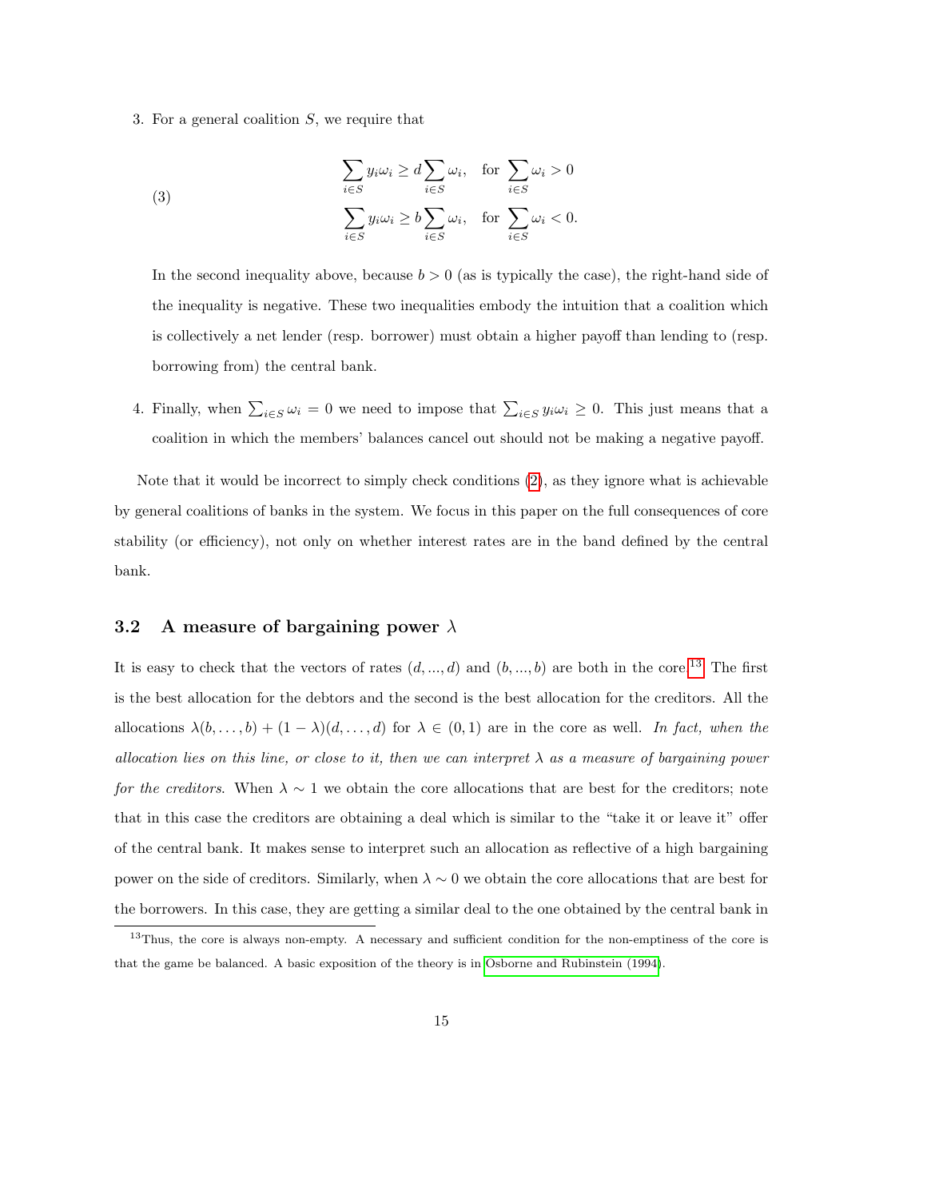3. For a general coalition $S$, we require that

$$
\begin{aligned}
\sum_{i \in S} y_i \omega_i &\geq d \sum_{i \in S} \omega_i, \quad \text{for } \sum_{i \in S} \omega_i > 0 \\
\sum_{i \in S} y_i \omega_i &\geq b \sum_{i \in S} \omega_i, \quad \text{for } \sum_{i \in S} \omega_i < 0.
\end{aligned} \tag{3}
$$

   In the second inequality above, because $b > 0$ (as is typically the case), the right-hand side of the inequality is negative. These two inequalities embody the intuition that a coalition which is collectively a net lender (resp. borrower) must obtain a higher payoff than lending to (resp. borrowing from) the central bank.

4. Finally, when $\sum_{i \in S} \omega_i = 0$ we need to impose that $\sum_{i \in S} y_i \omega_i \geq 0$. This just means that a coalition in which the members' balances cancel out should not be making a negative payoff.

Note that it would be incorrect to simply check conditions (2), as they ignore what is achievable by general coalitions of banks in the system. We focus in this paper on the full consequences of core stability (or efficiency), not only on whether interest rates are in the band defined by the central bank.

## 3.2 A measure of bargaining power $\lambda$

It is easy to check that the vectors of rates $(d, ..., d)$ and $(b, ..., b)$ are both in the core.[13] The first is the best allocation for the debtors and the second is the best allocation for the creditors. All the allocations $\lambda(b, \ldots, b) + (1 - \lambda)(d, \ldots, d)$ for $\lambda \in (0, 1)$ are in the core as well. *In fact, when the allocation lies on this line, or close to it, then we can interpret $\lambda$ as a measure of bargaining power for the creditors.* When $\lambda \sim 1$ we obtain the core allocations that are best for the creditors; note that in this case the creditors are obtaining a deal which is similar to the "take it or leave it" offer of the central bank. It makes sense to interpret such an allocation as reflective of a high bargaining power on the side of creditors. Similarly, when $\lambda \sim 0$ we obtain the core allocations that are best for the borrowers. In this case, they are getting a similar deal to the one obtained by the central bank in

[13] Thus, the core is always non-empty. A necessary and sufficient condition for the non-emptiness of the core is that the game be balanced. A basic exposition of the theory is in Osborne and Rubinstein (1994).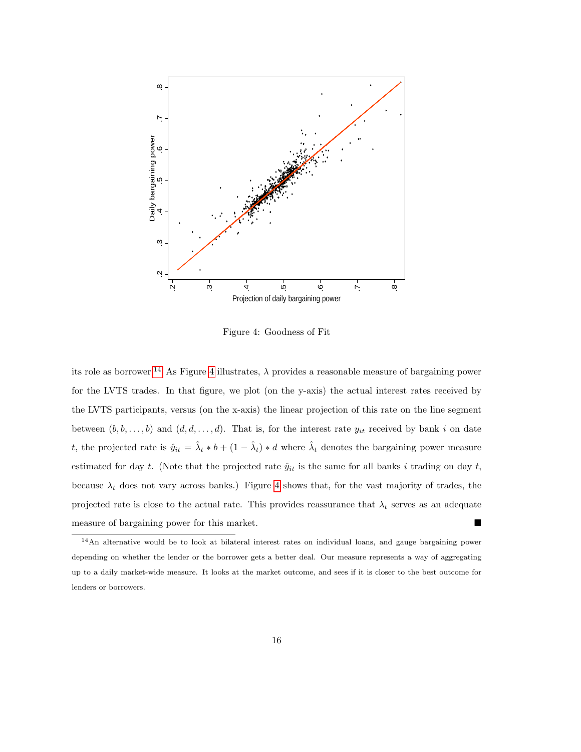Figure 4: Goodness of Fit

its role as borrower.[14] As Figure 4 illustrates, $\lambda$ provides a reasonable measure of bargaining power for the LVTS trades. In that figure, we plot (on the y-axis) the actual interest rates received by the LVTS participants, versus (on the x-axis) the linear projection of this rate on the line segment between $(b, b, \ldots, b)$ and $(d, d, \ldots, d)$. That is, for the interest rate $y_{it}$ received by bank $i$ on date $t$, the projected rate is $\hat{y}_{it} = \hat{\lambda}_t * b + (1 - \hat{\lambda}_t) * d$ where $\hat{\lambda}_t$ denotes the bargaining power measure estimated for day $t$. (Note that the projected rate $\hat{y}_{it}$ is the same for all banks $i$ trading on day $t$, because $\lambda_t$ does not vary across banks.) Figure 4 shows that, for the vast majority of trades, the projected rate is close to the actual rate. This provides reassurance that $\lambda_t$ serves as an adequate measure of bargaining power for this market. ■

[14] An alternative would be to look at bilateral interest rates on individual loans, and gauge bargaining power depending on whether the lender or the borrower gets a better deal. Our measure represents a way of aggregating up to a daily market-wide measure. It looks at the market outcome, and sees if it is closer to the best outcome for lenders or borrowers.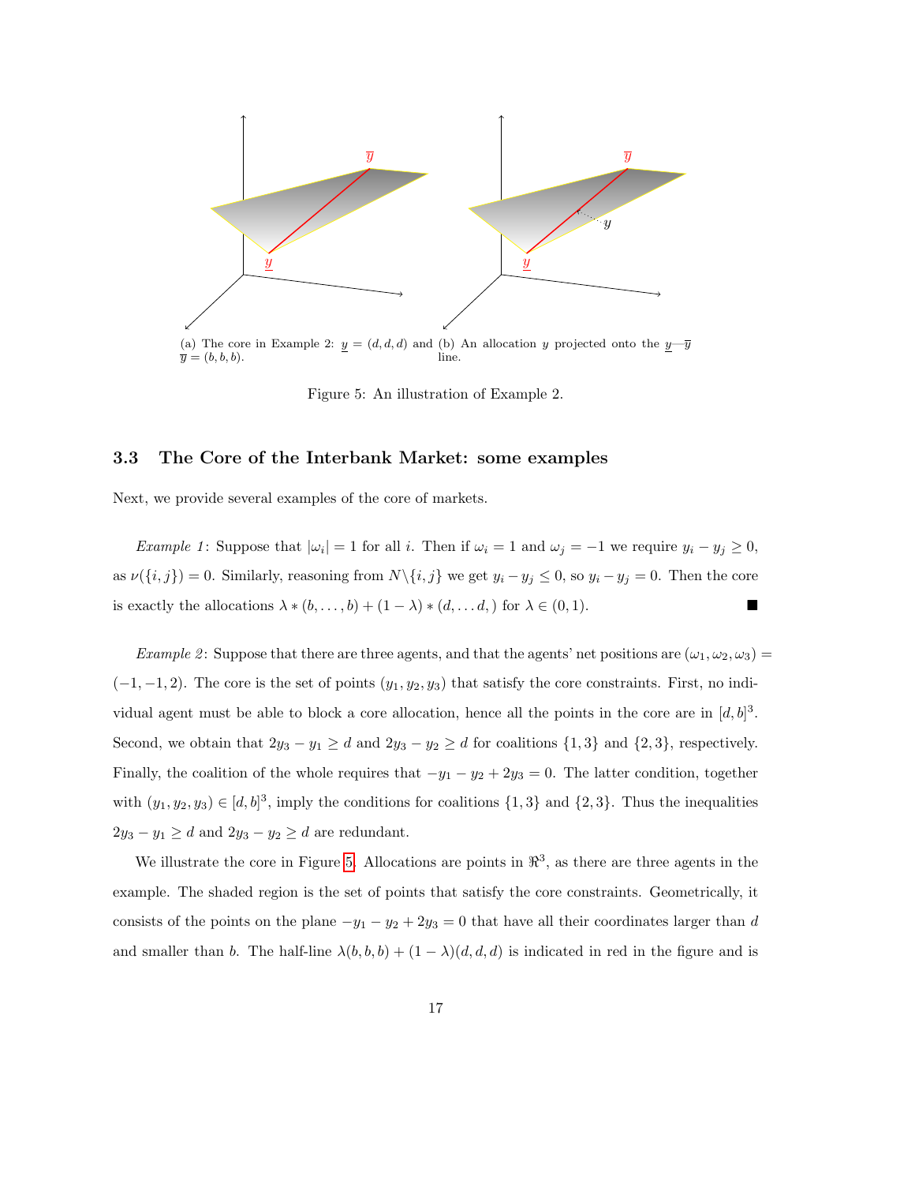(a) The core in Example 2: $\underline{y} = (d, d, d)$ and $\overline{y} = (b, b, b)$.

(b) An allocation $y$ projected onto the $\underline{y}$—$\overline{y}$ line.

Figure 5: An illustration of Example 2.

### 3.3 The Core of the Interbank Market: some examples

Next, we provide several examples of the core of markets.

*Example 1*: Suppose that $|\omega_i| = 1$ for all $i$. Then if $\omega_i = 1$ and $\omega_j = -1$ we require $y_i - y_j \geq 0$, as $\nu(\{i, j\}) = 0$. Similarly, reasoning from $N \backslash \{i, j\}$ we get $y_i - y_j \leq 0$, so $y_i - y_j = 0$. Then the core is exactly the allocations $\lambda * (b, \ldots, b) + (1 - \lambda) * (d, \ldots d, )$ for $\lambda \in (0, 1)$. ■

*Example 2*: Suppose that there are three agents, and that the agents' net positions are $(\omega_1, \omega_2, \omega_3) = (-1, -1, 2)$. The core is the set of points $(y_1, y_2, y_3)$ that satisfy the core constraints. First, no individual agent must be able to block a core allocation, hence all the points in the core are in $[d, b]^3$. Second, we obtain that $2y_3 - y_1 \geq d$ and $2y_3 - y_2 \geq d$ for coalitions $\{1, 3\}$ and $\{2, 3\}$, respectively. Finally, the coalition of the whole requires that $-y_1 - y_2 + 2y_3 = 0$. The latter condition, together with $(y_1, y_2, y_3) \in [d, b]^3$, imply the conditions for coalitions $\{1, 3\}$ and $\{2, 3\}$. Thus the inequalities $2y_3 - y_1 \geq d$ and $2y_3 - y_2 \geq d$ are redundant.

We illustrate the core in Figure 5. Allocations are points in $\Re^3$, as there are three agents in the example. The shaded region is the set of points that satisfy the core constraints. Geometrically, it consists of the points on the plane $-y_1 - y_2 + 2y_3 = 0$ that have all their coordinates larger than $d$ and smaller than $b$. The half-line $\lambda(b, b, b) + (1 - \lambda)(d, d, d)$ is indicated in red in the figure and is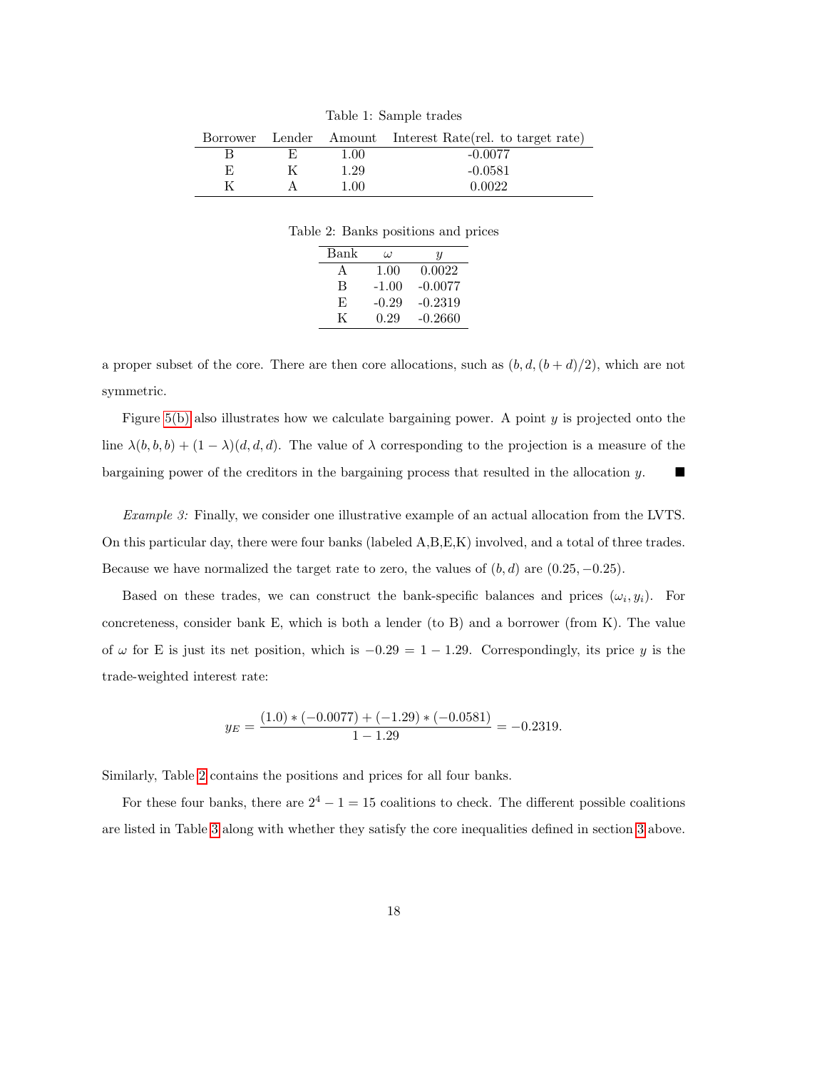Table 1: Sample trades

| Borrower | Lender | Amount | Interest Rate(rel. to target rate) |
|---|---|---|---|
| B | E | 1.00 | -0.0077 |
| E | K | 1.29 | -0.0581 |
| K | A | 1.00 | 0.0022 |

Table 2: Banks positions and prices

| Bank | $\omega$ | $y$ |
|---|---|---|
| A | 1.00 | 0.0022 |
| B | -1.00 | -0.0077 |
| E | -0.29 | -0.2319 |
| K | 0.29 | -0.2660 |

a proper subset of the core. There are then core allocations, such as $(b, d, (b+d)/2)$, which are not symmetric.

Figure 5(b) also illustrates how we calculate bargaining power. A point $y$ is projected onto the line $\lambda(b, b, b) + (1-\lambda)(d, d, d)$. The value of $\lambda$ corresponding to the projection is a measure of the bargaining power of the creditors in the bargaining process that resulted in the allocation $y$. ■

*Example 3:* Finally, we consider one illustrative example of an actual allocation from the LVTS. On this particular day, there were four banks (labeled A,B,E,K) involved, and a total of three trades. Because we have normalized the target rate to zero, the values of $(b, d)$ are $(0.25, -0.25)$.

Based on these trades, we can construct the bank-specific balances and prices $(\omega_i, y_i)$. For concreteness, consider bank E, which is both a lender (to B) and a borrower (from K). The value of $\omega$ for E is just its net position, which is $-0.29 = 1 - 1.29$. Correspondingly, its price $y$ is the trade-weighted interest rate:

$$y_E = \frac{(1.0) * (-0.0077) + (-1.29) * (-0.0581)}{1 - 1.29} = -0.2319.$$

Similarly, Table 2 contains the positions and prices for all four banks.

For these four banks, there are $2^4 - 1 = 15$ coalitions to check. The different possible coalitions are listed in Table 3 along with whether they satisfy the core inequalities defined in section 3 above.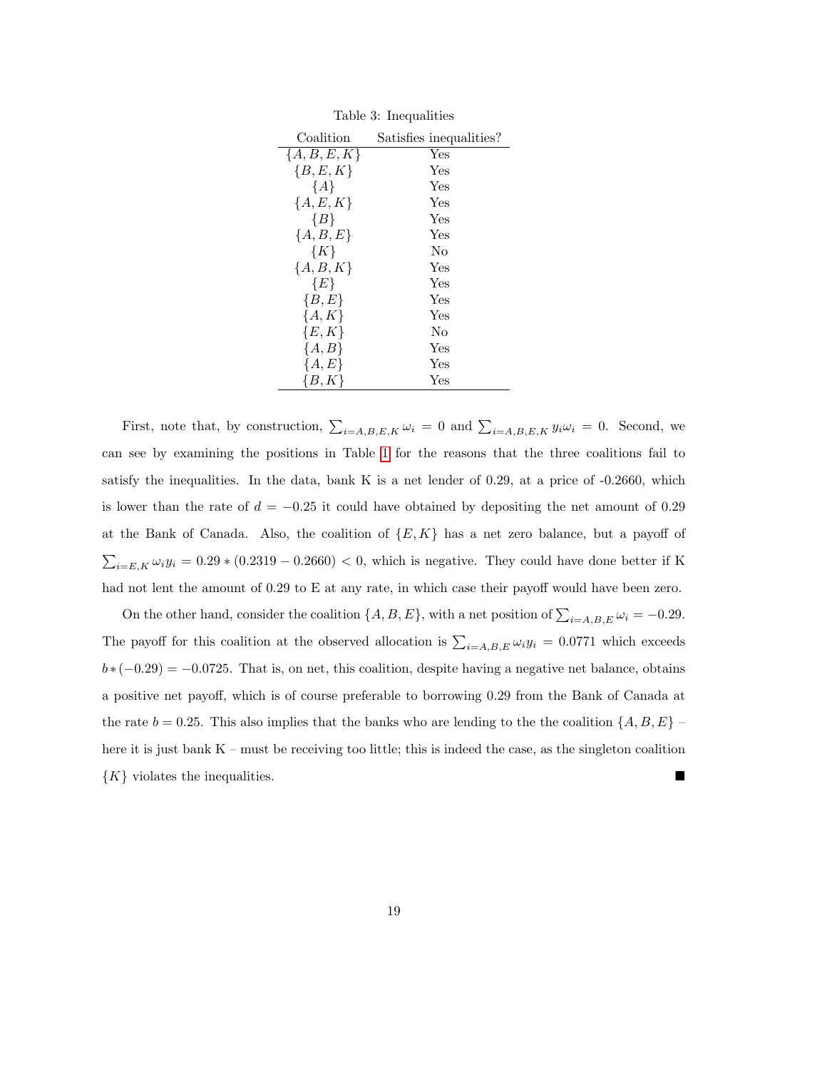Table 3: Inequalities

| Coalition | Satisfies inequalities? |
|---|---|
| $\{A, B, E, K\}$ | Yes |
| $\{B, E, K\}$ | Yes |
| $\{A\}$ | Yes |
| $\{A, E, K\}$ | Yes |
| $\{B\}$ | Yes |
| $\{A, B, E\}$ | Yes |
| $\{K\}$ | No |
| $\{A, B, K\}$ | Yes |
| $\{E\}$ | Yes |
| $\{B, E\}$ | Yes |
| $\{A, K\}$ | Yes |
| $\{E, K\}$ | No |
| $\{A, B\}$ | Yes |
| $\{A, E\}$ | Yes |
| $\{B, K\}$ | Yes |

First, note that, by construction, $\sum_{i=A,B,E,K} \omega_i = 0$ and $\sum_{i=A,B,E,K} y_i \omega_i = 0$. Second, we can see by examining the positions in Table 1 for the reasons that the three coalitions fail to satisfy the inequalities. In the data, bank K is a net lender of 0.29, at a price of -0.2660, which is lower than the rate of $d = -0.25$ it could have obtained by depositing the net amount of 0.29 at the Bank of Canada. Also, the coalition of $\{E, K\}$ has a net zero balance, but a payoff of $\sum_{i=E,K} \omega_i y_i = 0.29 * (0.2319 - 0.2660) < 0$, which is negative. They could have done better if K had not lent the amount of 0.29 to E at any rate, in which case their payoff would have been zero.

On the other hand, consider the coalition $\{A, B, E\}$, with a net position of $\sum_{i=A,B,E} \omega_i = -0.29$. The payoff for this coalition at the observed allocation is $\sum_{i=A,B,E} \omega_i y_i = 0.0771$ which exceeds $b * (-0.29) = -0.0725$. That is, on net, this coalition, despite having a negative net balance, obtains a positive net payoff, which is of course preferable to borrowing 0.29 from the Bank of Canada at the rate $b = 0.25$. This also implies that the banks who are lending to the the coalition $\{A, B, E\}$ – here it is just bank K – must be receiving too little; this is indeed the case, as the singleton coalition $\{K\}$ violates the inequalities. ■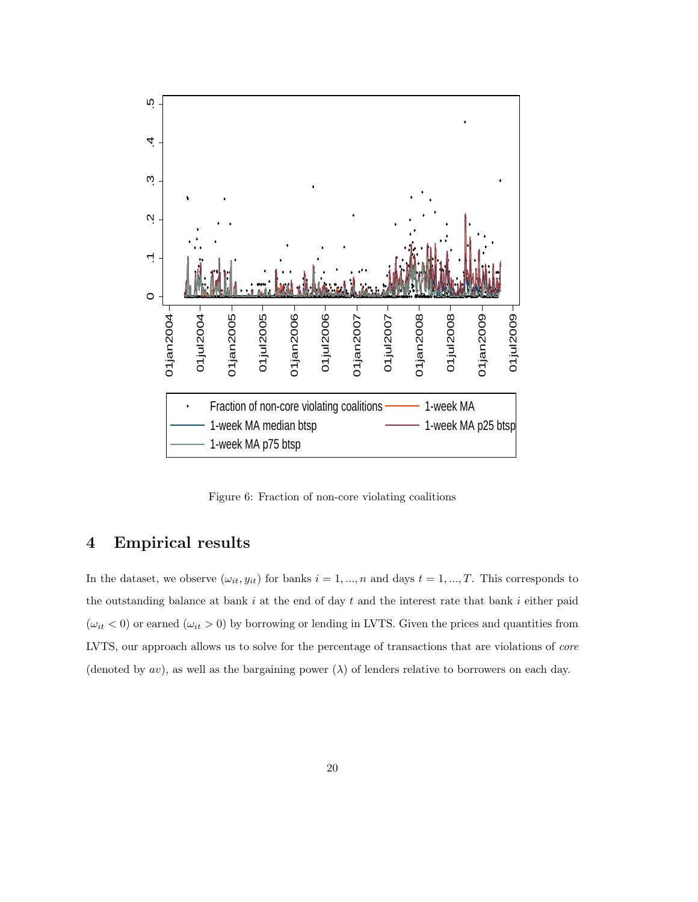Figure 6: Fraction of non-core violating coalitions

## 4 Empirical results

In the dataset, we observe $(\omega_{it}, y_{it})$ for banks $i = 1, ..., n$ and days $t = 1, ..., T$. This corresponds to the outstanding balance at bank $i$ at the end of day $t$ and the interest rate that bank $i$ either paid ($\omega_{it} < 0$) or earned ($\omega_{it} > 0$) by borrowing or lending in LVTS. Given the prices and quantities from LVTS, our approach allows us to solve for the percentage of transactions that are violations of *core* (denoted by $av$), as well as the bargaining power ($\lambda$) of lenders relative to borrowers on each day.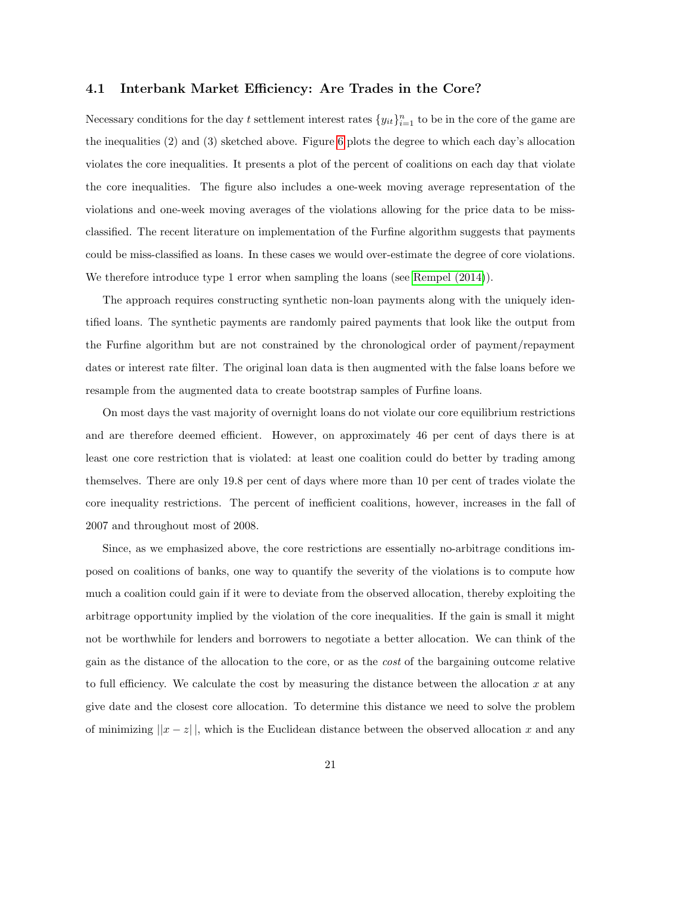### 4.1 Interbank Market Efficiency: Are Trades in the Core?

Necessary conditions for the day $t$ settlement interest rates $\{y_{it}\}_{i=1}^{n}$ to be in the core of the game are the inequalities (2) and (3) sketched above. Figure 6 plots the degree to which each day's allocation violates the core inequalities. It presents a plot of the percent of coalitions on each day that violate the core inequalities. The figure also includes a one-week moving average representation of the violations and one-week moving averages of the violations allowing for the price data to be miss-classified. The recent literature on implementation of the Furfine algorithm suggests that payments could be miss-classified as loans. In these cases we would over-estimate the degree of core violations. We therefore introduce type 1 error when sampling the loans (see Rempel (2014)).

The approach requires constructing synthetic non-loan payments along with the uniquely identified loans. The synthetic payments are randomly paired payments that look like the output from the Furfine algorithm but are not constrained by the chronological order of payment/repayment dates or interest rate filter. The original loan data is then augmented with the false loans before we resample from the augmented data to create bootstrap samples of Furfine loans.

On most days the vast majority of overnight loans do not violate our core equilibrium restrictions and are therefore deemed efficient. However, on approximately 46 per cent of days there is at least one core restriction that is violated: at least one coalition could do better by trading among themselves. There are only 19.8 per cent of days where more than 10 per cent of trades violate the core inequality restrictions. The percent of inefficient coalitions, however, increases in the fall of 2007 and throughout most of 2008.

Since, as we emphasized above, the core restrictions are essentially no-arbitrage conditions imposed on coalitions of banks, one way to quantify the severity of the violations is to compute how much a coalition could gain if it were to deviate from the observed allocation, thereby exploiting the arbitrage opportunity implied by the violation of the core inequalities. If the gain is small it might not be worthwhile for lenders and borrowers to negotiate a better allocation. We can think of the gain as the distance of the allocation to the core, or as the *cost* of the bargaining outcome relative to full efficiency. We calculate the cost by measuring the distance between the allocation $x$ at any give date and the closest core allocation. To determine this distance we need to solve the problem of minimizing $||x - z||$, which is the Euclidean distance between the observed allocation $x$ and any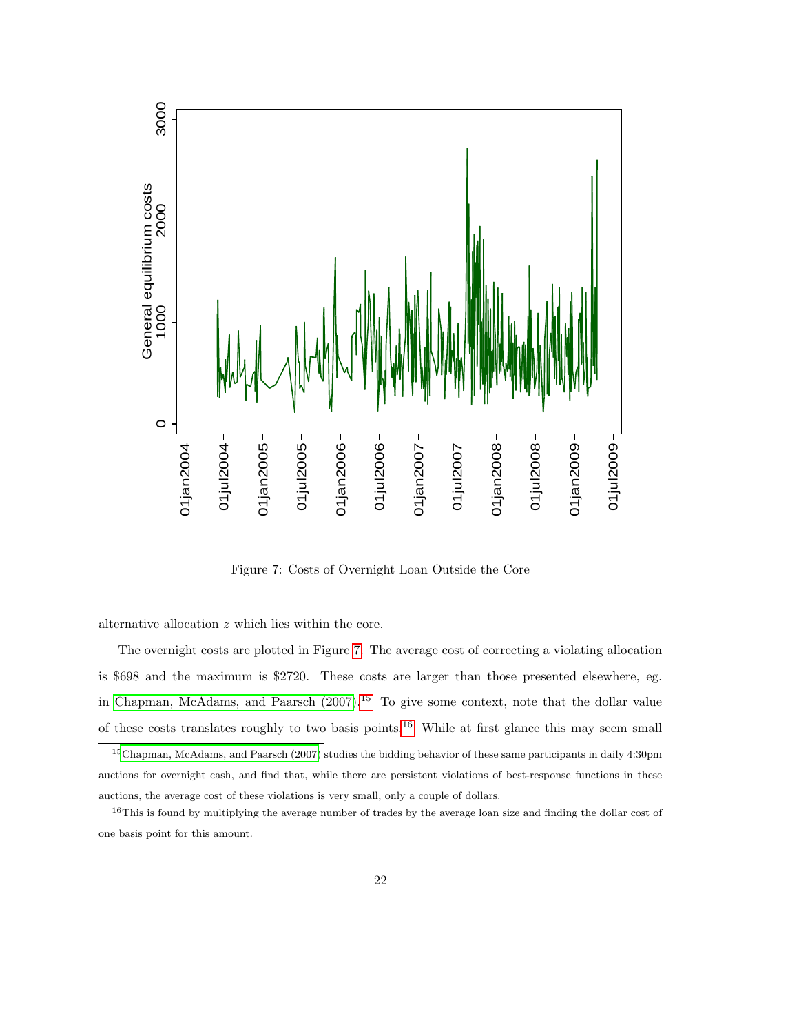Figure 7: Costs of Overnight Loan Outside the Core

alternative allocation $z$ which lies within the core.

The overnight costs are plotted in Figure 7. The average cost of correcting a violating allocation is $698 and the maximum is $2720. These costs are larger than those presented elsewhere, eg. in Chapman, McAdams, and Paarsch (2007).[15] To give some context, note that the dollar value of these costs translates roughly to two basis points.[16] While at first glance this may seem small

---

[15] Chapman, McAdams, and Paarsch (2007) studies the bidding behavior of these same participants in daily 4:30pm auctions for overnight cash, and find that, while there are persistent violations of best-response functions in these auctions, the average cost of these violations is very small, only a couple of dollars.

[16] This is found by multiplying the average number of trades by the average loan size and finding the dollar cost of one basis point for this amount.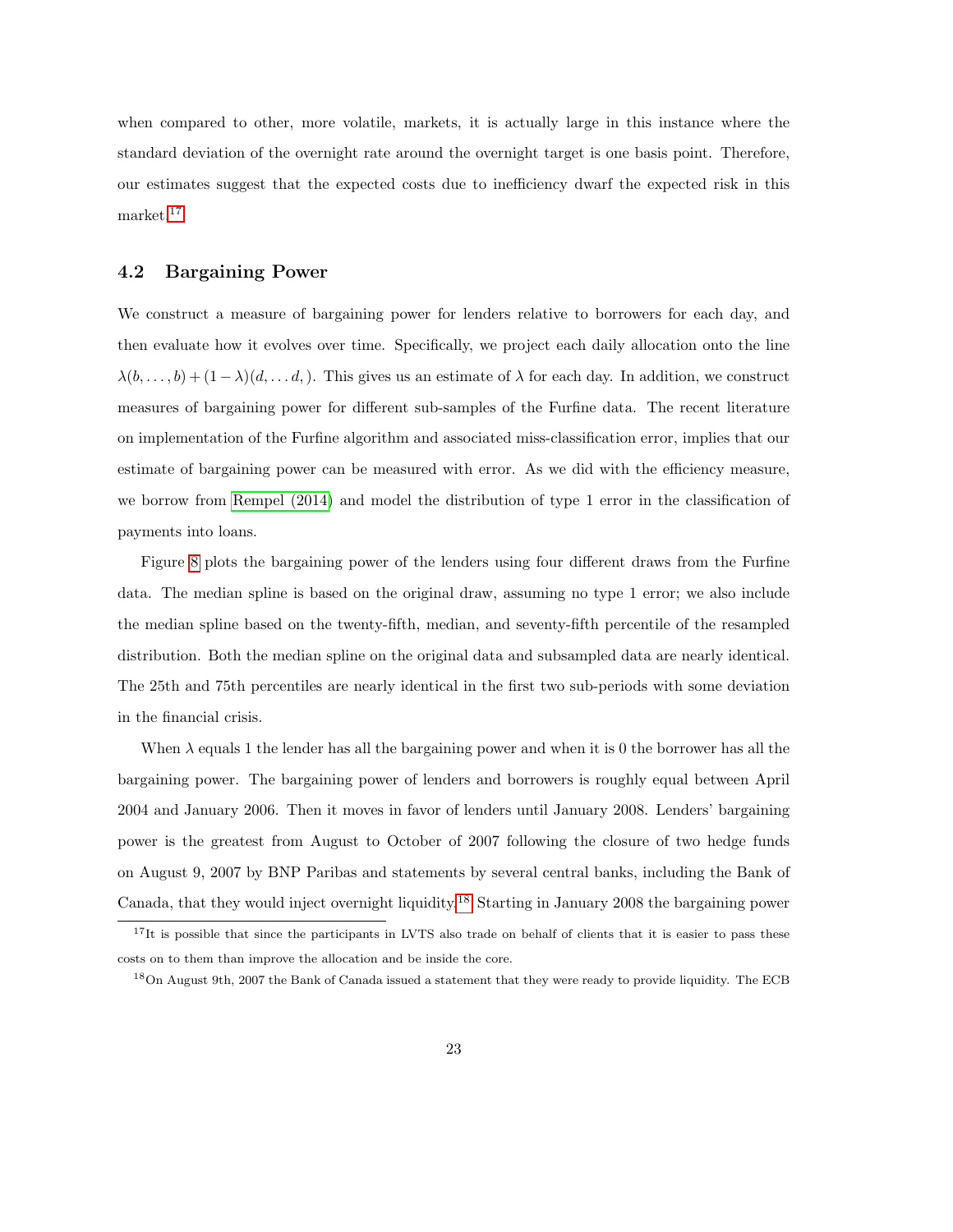when compared to other, more volatile, markets, it is actually large in this instance where the standard deviation of the overnight rate around the overnight target is one basis point. Therefore, our estimates suggest that the expected costs due to inefficiency dwarf the expected risk in this market.[17]

### 4.2 Bargaining Power

We construct a measure of bargaining power for lenders relative to borrowers for each day, and then evaluate how it evolves over time. Specifically, we project each daily allocation onto the line $\lambda(b, \ldots, b) + (1-\lambda)(d, \ldots d, )$. This gives us an estimate of $\lambda$ for each day. In addition, we construct measures of bargaining power for different sub-samples of the Furfine data. The recent literature on implementation of the Furfine algorithm and associated miss-classification error, implies that our estimate of bargaining power can be measured with error. As we did with the efficiency measure, we borrow from Rempel (2014) and model the distribution of type 1 error in the classification of payments into loans.

Figure 8 plots the bargaining power of the lenders using four different draws from the Furfine data. The median spline is based on the original draw, assuming no type 1 error; we also include the median spline based on the twenty-fifth, median, and seventy-fifth percentile of the resampled distribution. Both the median spline on the original data and subsampled data are nearly identical. The 25th and 75th percentiles are nearly identical in the first two sub-periods with some deviation in the financial crisis.

When $\lambda$ equals 1 the lender has all the bargaining power and when it is 0 the borrower has all the bargaining power. The bargaining power of lenders and borrowers is roughly equal between April 2004 and January 2006. Then it moves in favor of lenders until January 2008. Lenders' bargaining power is the greatest from August to October of 2007 following the closure of two hedge funds on August 9, 2007 by BNP Paribas and statements by several central banks, including the Bank of Canada, that they would inject overnight liquidity.[18] Starting in January 2008 the bargaining power

[17] It is possible that since the participants in LVTS also trade on behalf of clients that it is easier to pass these costs on to them than improve the allocation and be inside the core.

[18] On August 9th, 2007 the Bank of Canada issued a statement that they were ready to provide liquidity. The ECB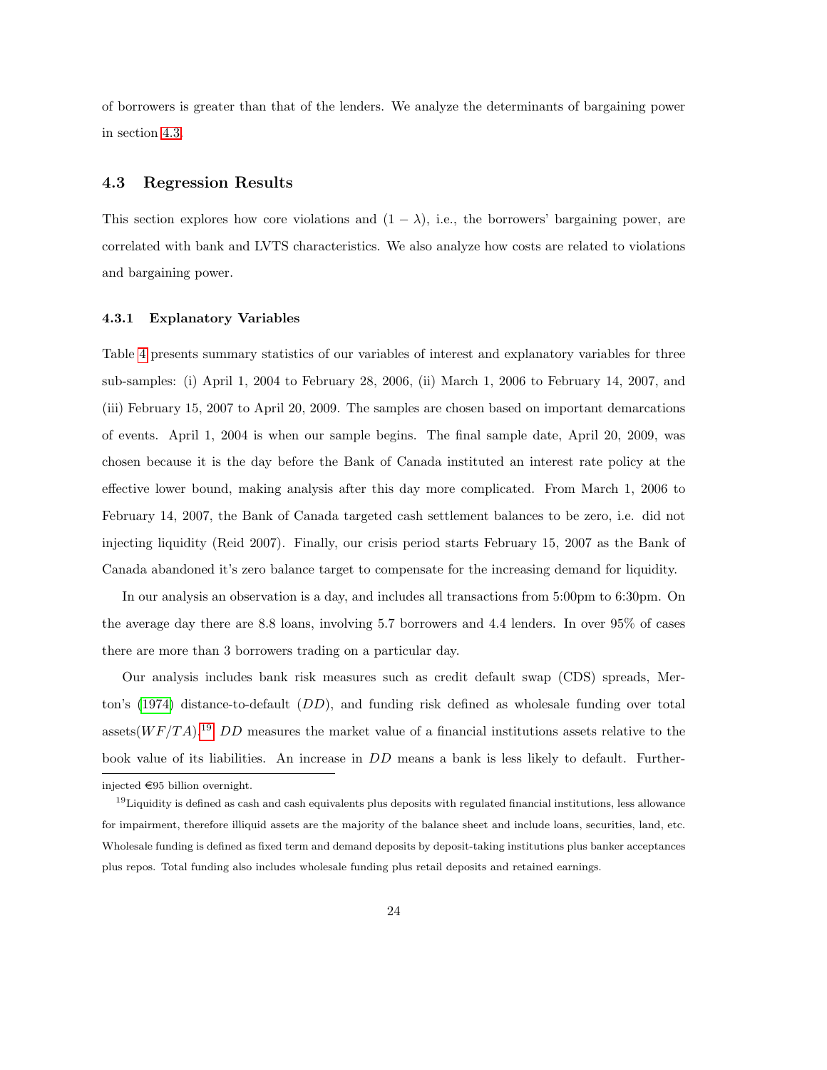of borrowers is greater than that of the lenders. We analyze the determinants of bargaining power in section 4.3.

### 4.3 Regression Results

This section explores how core violations and $(1 - \lambda)$, i.e., the borrowers' bargaining power, are correlated with bank and LVTS characteristics. We also analyze how costs are related to violations and bargaining power.

#### 4.3.1 Explanatory Variables

Table 4 presents summary statistics of our variables of interest and explanatory variables for three sub-samples: (i) April 1, 2004 to February 28, 2006, (ii) March 1, 2006 to February 14, 2007, and (iii) February 15, 2007 to April 20, 2009. The samples are chosen based on important demarcations of events. April 1, 2004 is when our sample begins. The final sample date, April 20, 2009, was chosen because it is the day before the Bank of Canada instituted an interest rate policy at the effective lower bound, making analysis after this day more complicated. From March 1, 2006 to February 14, 2007, the Bank of Canada targeted cash settlement balances to be zero, i.e. did not injecting liquidity (Reid 2007). Finally, our crisis period starts February 15, 2007 as the Bank of Canada abandoned it's zero balance target to compensate for the increasing demand for liquidity.

In our analysis an observation is a day, and includes all transactions from 5:00pm to 6:30pm. On the average day there are 8.8 loans, involving 5.7 borrowers and 4.4 lenders. In over 95% of cases there are more than 3 borrowers trading on a particular day.

Our analysis includes bank risk measures such as credit default swap (CDS) spreads, Merton's (1974) distance-to-default ($DD$), and funding risk defined as wholesale funding over total assets($WF/TA$).[19] $DD$ measures the market value of a financial institutions assets relative to the book value of its liabilities. An increase in $DD$ means a bank is less likely to default. Further-

injected €95 billion overnight.

[19] Liquidity is defined as cash and cash equivalents plus deposits with regulated financial institutions, less allowance for impairment, therefore illiquid assets are the majority of the balance sheet and include loans, securities, land, etc. Wholesale funding is defined as fixed term and demand deposits by deposit-taking institutions plus banker acceptances plus repos. Total funding also includes wholesale funding plus retail deposits and retained earnings.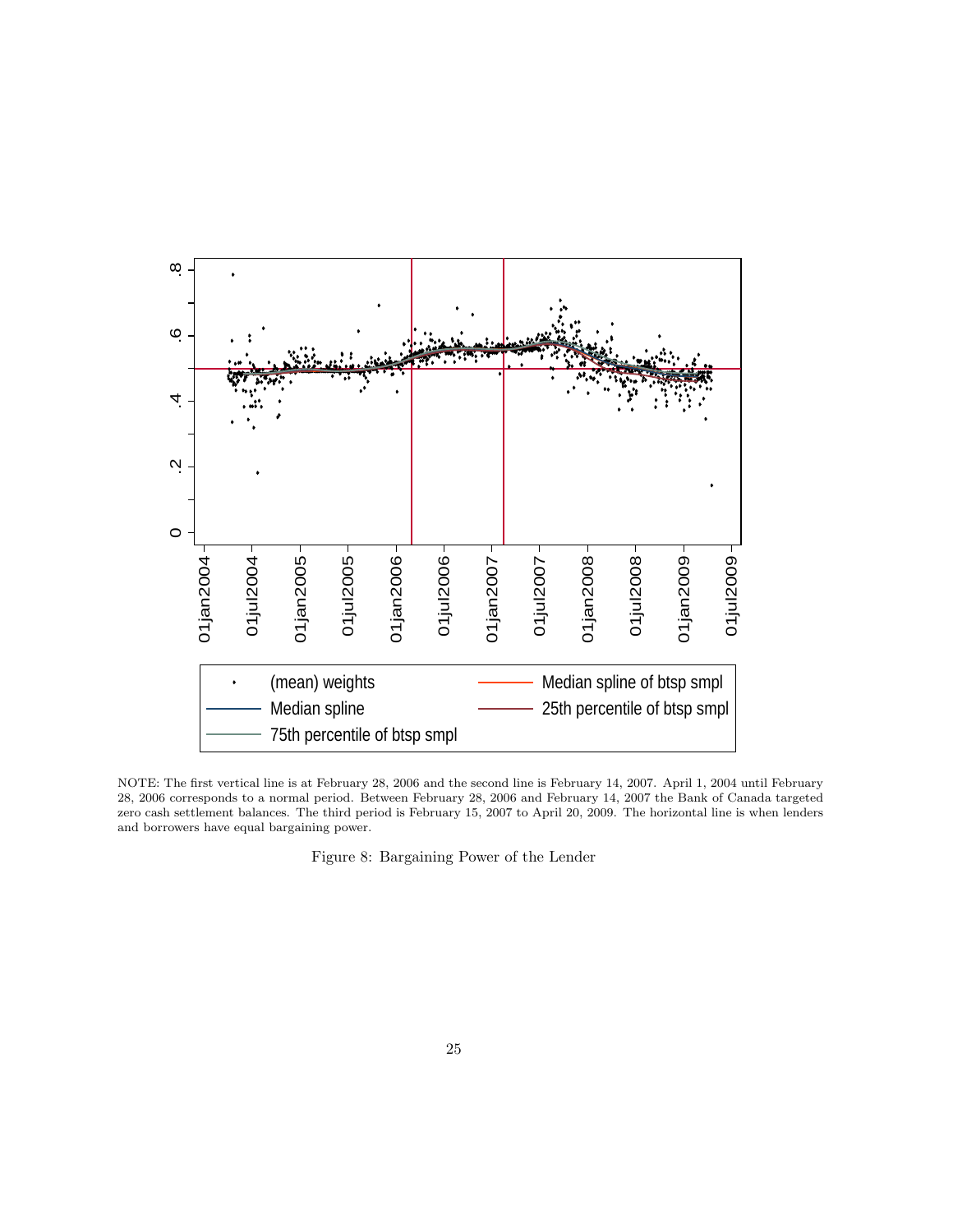NOTE: The first vertical line is at February 28, 2006 and the second line is February 14, 2007. April 1, 2004 until February 28, 2006 corresponds to a normal period. Between February 28, 2006 and February 14, 2007 the Bank of Canada targeted zero cash settlement balances. The third period is February 15, 2007 to April 20, 2009. The horizontal line is when lenders and borrowers have equal bargaining power.

Figure 8: Bargaining Power of the Lender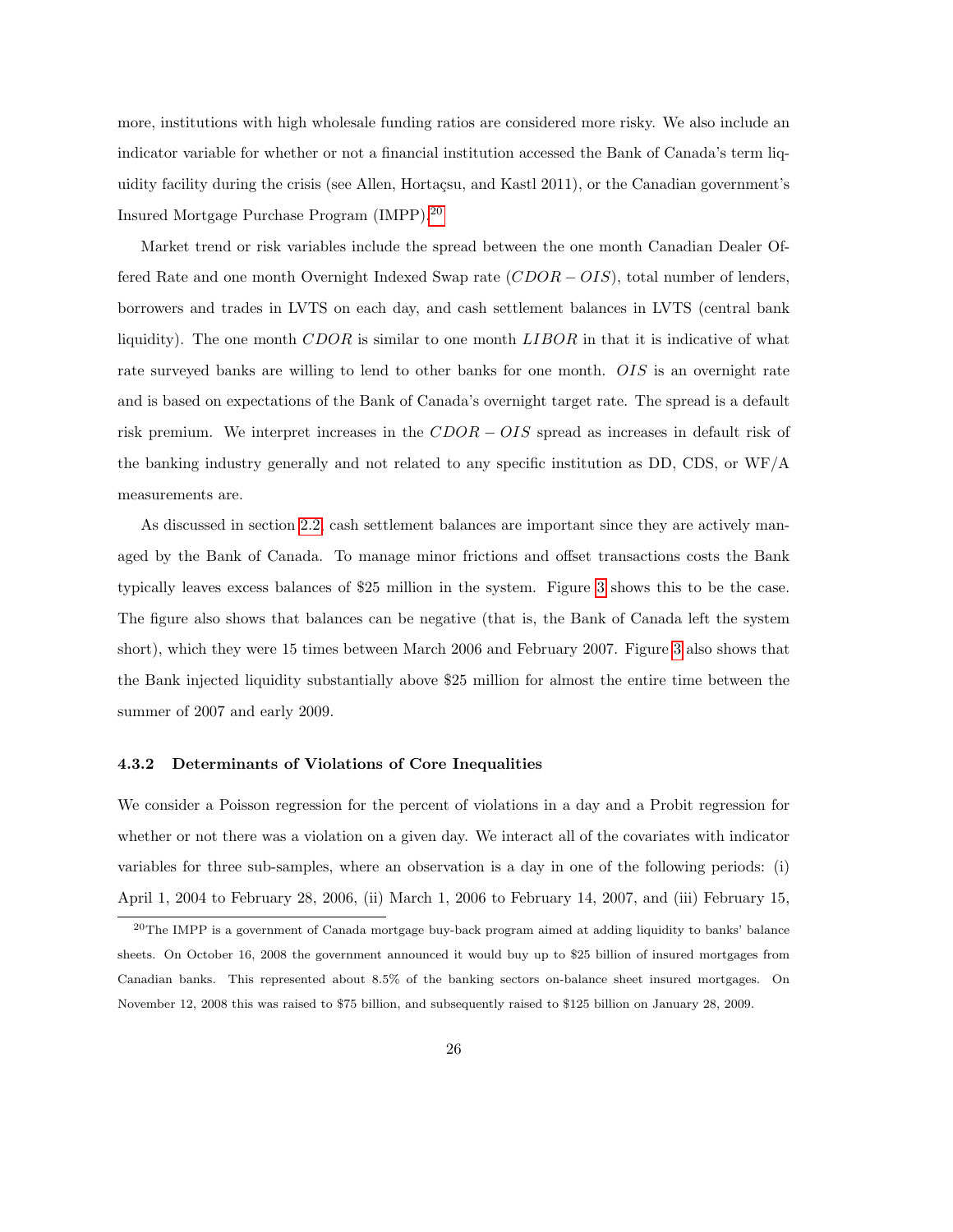more, institutions with high wholesale funding ratios are considered more risky. We also include an indicator variable for whether or not a financial institution accessed the Bank of Canada's term liquidity facility during the crisis (see Allen, Hortaçsu, and Kastl 2011), or the Canadian government's Insured Mortgage Purchase Program (IMPP).[20]

Market trend or risk variables include the spread between the one month Canadian Dealer Offered Rate and one month Overnight Indexed Swap rate ($CDOR - OIS$), total number of lenders, borrowers and trades in LVTS on each day, and cash settlement balances in LVTS (central bank liquidity). The one month $CDOR$ is similar to one month $LIBOR$ in that it is indicative of what rate surveyed banks are willing to lend to other banks for one month. $OIS$ is an overnight rate and is based on expectations of the Bank of Canada's overnight target rate. The spread is a default risk premium. We interpret increases in the $CDOR - OIS$ spread as increases in default risk of the banking industry generally and not related to any specific institution as DD, CDS, or WF/A measurements are.

As discussed in section 2.2, cash settlement balances are important since they are actively managed by the Bank of Canada. To manage minor frictions and offset transactions costs the Bank typically leaves excess balances of \$25 million in the system. Figure 3 shows this to be the case. The figure also shows that balances can be negative (that is, the Bank of Canada left the system short), which they were 15 times between March 2006 and February 2007. Figure 3 also shows that the Bank injected liquidity substantially above \$25 million for almost the entire time between the summer of 2007 and early 2009.

#### 4.3.2 Determinants of Violations of Core Inequalities

We consider a Poisson regression for the percent of violations in a day and a Probit regression for whether or not there was a violation on a given day. We interact all of the covariates with indicator variables for three sub-samples, where an observation is a day in one of the following periods: (i) April 1, 2004 to February 28, 2006, (ii) March 1, 2006 to February 14, 2007, and (iii) February 15,

[20] The IMPP is a government of Canada mortgage buy-back program aimed at adding liquidity to banks' balance sheets. On October 16, 2008 the government announced it would buy up to \$25 billion of insured mortgages from Canadian banks. This represented about 8.5% of the banking sectors on-balance sheet insured mortgages. On November 12, 2008 this was raised to \$75 billion, and subsequently raised to \$125 billion on January 28, 2009.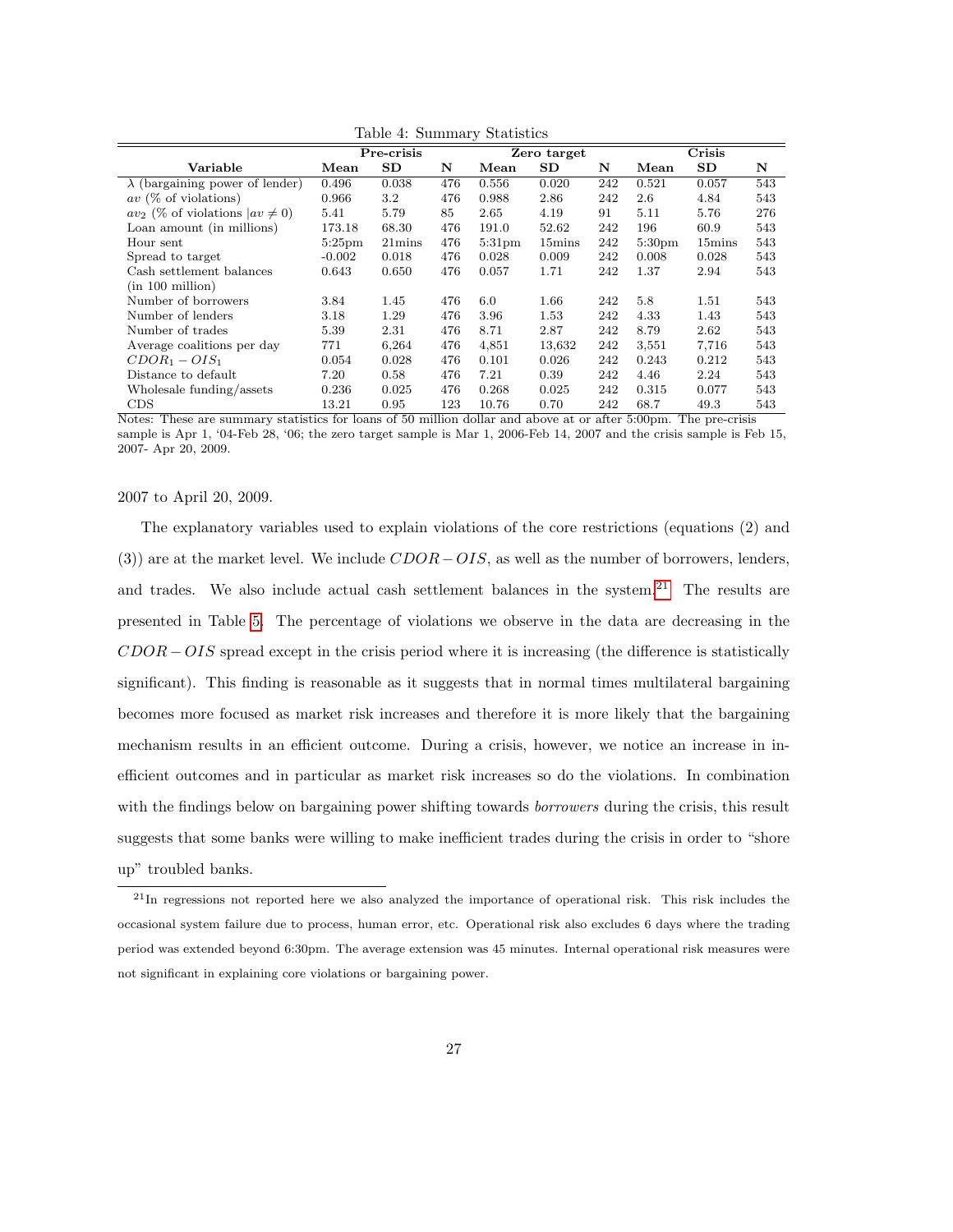Table 4: Summary Statistics

| Variable | Pre-crisis Mean | Pre-crisis SD | N | Zero target Mean | Zero target SD | N | Crisis Mean | Crisis SD | N |
|---|---|---|---|---|---|---|---|---|---|
| $\lambda$ (bargaining power of lender) | 0.496 | 0.038 | 476 | 0.556 | 0.020 | 242 | 0.521 | 0.057 | 543 |
| $av$ (% of violations) | 0.966 | 3.2 | 476 | 0.988 | 2.86 | 242 | 2.6 | 4.84 | 543 |
| $av_2$ (% of violations $\|av \neq 0$) | 5.41 | 5.79 | 85 | 2.65 | 4.19 | 91 | 5.11 | 5.76 | 276 |
| Loan amount (in millions) | 173.18 | 68.30 | 476 | 191.0 | 52.62 | 242 | 196 | 60.9 | 543 |
| Hour sent | 5:25pm | 21mins | 476 | 5:31pm | 15mins | 242 | 5:30pm | 15mins | 543 |
| Spread to target | -0.002 | 0.018 | 476 | 0.028 | 0.009 | 242 | 0.008 | 0.028 | 543 |
| Cash settlement balances (in 100 million) | 0.643 | 0.650 | 476 | 0.057 | 1.71 | 242 | 1.37 | 2.94 | 543 |
| Number of borrowers | 3.84 | 1.45 | 476 | 6.0 | 1.66 | 242 | 5.8 | 1.51 | 543 |
| Number of lenders | 3.18 | 1.29 | 476 | 3.96 | 1.53 | 242 | 4.33 | 1.43 | 543 |
| Number of trades | 5.39 | 2.31 | 476 | 8.71 | 2.87 | 242 | 8.79 | 2.62 | 543 |
| Average coalitions per day | 771 | 6,264 | 476 | 4,851 | 13,632 | 242 | 3,551 | 7,716 | 543 |
| $CDOR_1 - OIS_1$ | 0.054 | 0.028 | 476 | 0.101 | 0.026 | 242 | 0.243 | 0.212 | 543 |
| Distance to default | 7.20 | 0.58 | 476 | 7.21 | 0.39 | 242 | 4.46 | 2.24 | 543 |
| Wholesale funding/assets | 0.236 | 0.025 | 476 | 0.268 | 0.025 | 242 | 0.315 | 0.077 | 543 |
| CDS | 13.21 | 0.95 | 123 | 10.76 | 0.70 | 242 | 68.7 | 49.3 | 543 |

Notes: These are summary statistics for loans of 50 million dollar and above at or after 5:00pm. The pre-crisis sample is Apr 1, '04-Feb 28, '06; the zero target sample is Mar 1, 2006-Feb 14, 2007 and the crisis sample is Feb 15, 2007- Apr 20, 2009.

2007 to April 20, 2009.

The explanatory variables used to explain violations of the core restrictions (equations (2) and (3)) are at the market level. We include $CDOR - OIS$, as well as the number of borrowers, lenders, and trades. We also include actual cash settlement balances in the system.[21] The results are presented in Table 5. The percentage of violations we observe in the data are decreasing in the $CDOR - OIS$ spread except in the crisis period where it is increasing (the difference is statistically significant). This finding is reasonable as it suggests that in normal times multilateral bargaining becomes more focused as market risk increases and therefore it is more likely that the bargaining mechanism results in an efficient outcome. During a crisis, however, we notice an increase in inefficient outcomes and in particular as market risk increases so do the violations. In combination with the findings below on bargaining power shifting towards *borrowers* during the crisis, this result suggests that some banks were willing to make inefficient trades during the crisis in order to "shore up" troubled banks.

[21] In regressions not reported here we also analyzed the importance of operational risk. This risk includes the occasional system failure due to process, human error, etc. Operational risk also excludes 6 days where the trading period was extended beyond 6:30pm. The average extension was 45 minutes. Internal operational risk measures were not significant in explaining core violations or bargaining power.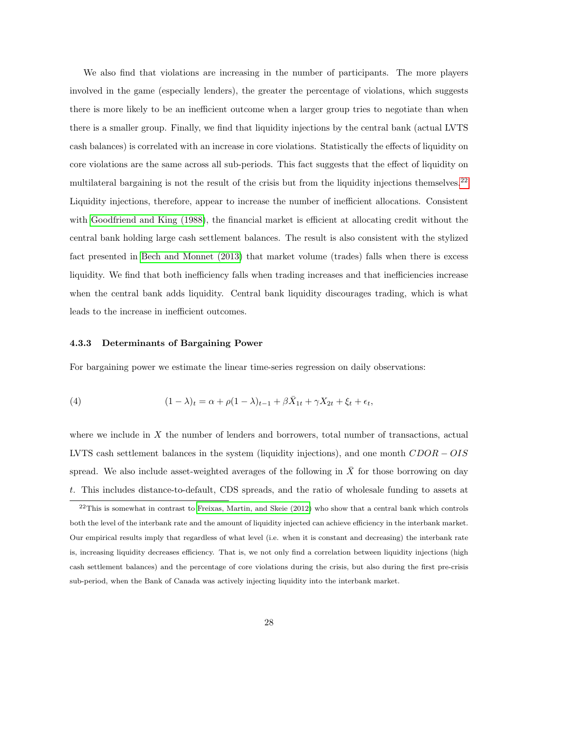We also find that violations are increasing in the number of participants. The more players involved in the game (especially lenders), the greater the percentage of violations, which suggests there is more likely to be an inefficient outcome when a larger group tries to negotiate than when there is a smaller group. Finally, we find that liquidity injections by the central bank (actual LVTS cash balances) is correlated with an increase in core violations. Statistically the effects of liquidity on core violations are the same across all sub-periods. This fact suggests that the effect of liquidity on multilateral bargaining is not the result of the crisis but from the liquidity injections themselves.[22] Liquidity injections, therefore, appear to increase the number of inefficient allocations. Consistent with Goodfriend and King (1988), the financial market is efficient at allocating credit without the central bank holding large cash settlement balances. The result is also consistent with the stylized fact presented in Bech and Monnet (2013) that market volume (trades) falls when there is excess liquidity. We find that both inefficiency falls when trading increases and that inefficiencies increase when the central bank adds liquidity. Central bank liquidity discourages trading, which is what leads to the increase in inefficient outcomes.

### 4.3.3 Determinants of Bargaining Power

For bargaining power we estimate the linear time-series regression on daily observations:

$$(1 - \lambda)_t = \alpha + \rho(1 - \lambda)_{t-1} + \beta \bar{X}_{1t} + \gamma X_{2t} + \xi_t + \epsilon_t, \qquad (4)$$

where we include in $X$ the number of lenders and borrowers, total number of transactions, actual LVTS cash settlement balances in the system (liquidity injections), and one month $CDOR - OIS$ spread. We also include asset-weighted averages of the following in $\bar{X}$ for those borrowing on day $t$. This includes distance-to-default, CDS spreads, and the ratio of wholesale funding to assets at

[22] This is somewhat in contrast to Freixas, Martin, and Skeie (2012) who show that a central bank which controls both the level of the interbank rate and the amount of liquidity injected can achieve efficiency in the interbank market. Our empirical results imply that regardless of what level (i.e. when it is constant and decreasing) the interbank rate is, increasing liquidity decreases efficiency. That is, we not only find a correlation between liquidity injections (high cash settlement balances) and the percentage of core violations during the crisis, but also during the first pre-crisis sub-period, when the Bank of Canada was actively injecting liquidity into the interbank market.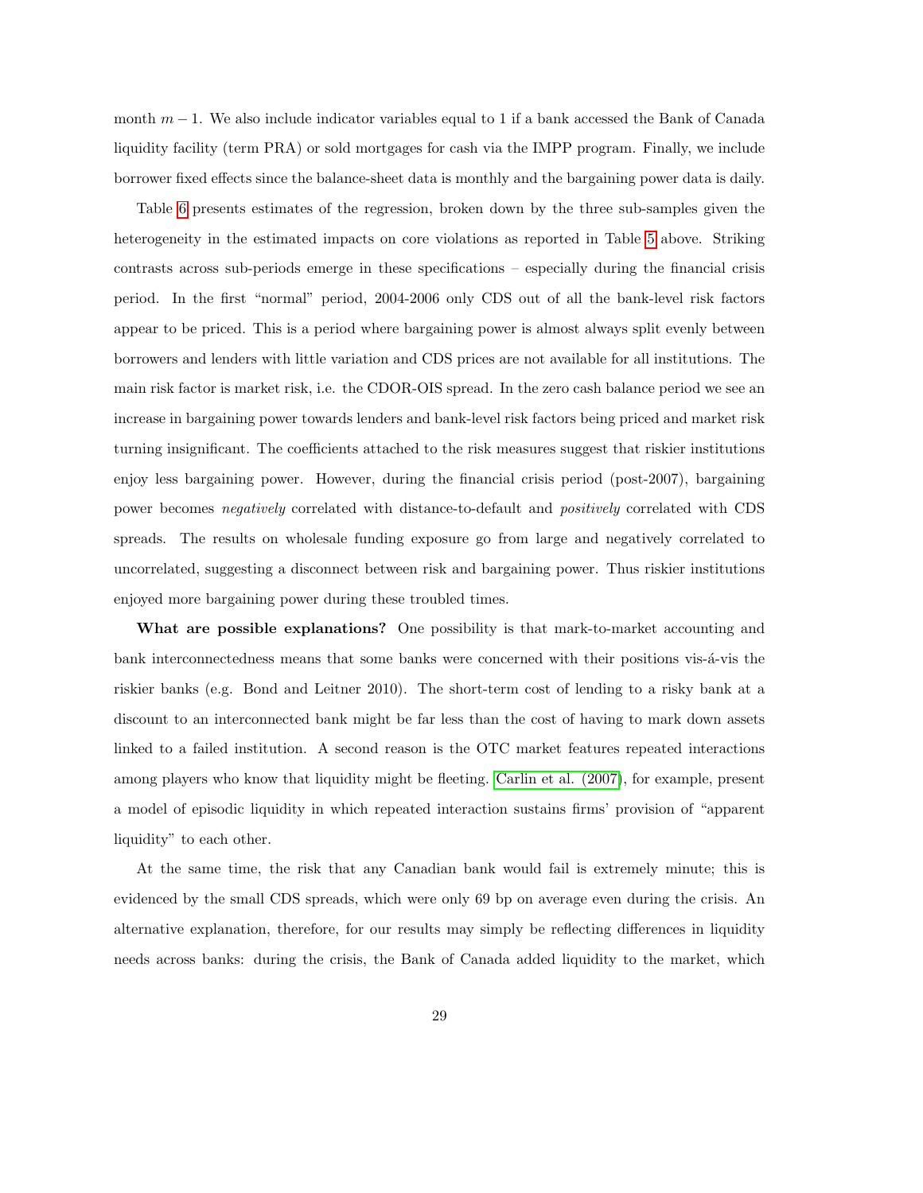month $m-1$. We also include indicator variables equal to 1 if a bank accessed the Bank of Canada liquidity facility (term PRA) or sold mortgages for cash via the IMPP program. Finally, we include borrower fixed effects since the balance-sheet data is monthly and the bargaining power data is daily.

Table 6 presents estimates of the regression, broken down by the three sub-samples given the heterogeneity in the estimated impacts on core violations as reported in Table 5 above. Striking contrasts across sub-periods emerge in these specifications – especially during the financial crisis period. In the first "normal" period, 2004-2006 only CDS out of all the bank-level risk factors appear to be priced. This is a period where bargaining power is almost always split evenly between borrowers and lenders with little variation and CDS prices are not available for all institutions. The main risk factor is market risk, i.e. the CDOR-OIS spread. In the zero cash balance period we see an increase in bargaining power towards lenders and bank-level risk factors being priced and market risk turning insignificant. The coefficients attached to the risk measures suggest that riskier institutions enjoy less bargaining power. However, during the financial crisis period (post-2007), bargaining power becomes *negatively* correlated with distance-to-default and *positively* correlated with CDS spreads. The results on wholesale funding exposure go from large and negatively correlated to uncorrelated, suggesting a disconnect between risk and bargaining power. Thus riskier institutions enjoyed more bargaining power during these troubled times.

**What are possible explanations?** One possibility is that mark-to-market accounting and bank interconnectedness means that some banks were concerned with their positions vis-á-vis the riskier banks (e.g. Bond and Leitner 2010). The short-term cost of lending to a risky bank at a discount to an interconnected bank might be far less than the cost of having to mark down assets linked to a failed institution. A second reason is the OTC market features repeated interactions among players who know that liquidity might be fleeting. Carlin et al. (2007), for example, present a model of episodic liquidity in which repeated interaction sustains firms' provision of "apparent liquidity" to each other.

At the same time, the risk that any Canadian bank would fail is extremely minute; this is evidenced by the small CDS spreads, which were only 69 bp on average even during the crisis. An alternative explanation, therefore, for our results may simply be reflecting differences in liquidity needs across banks: during the crisis, the Bank of Canada added liquidity to the market, which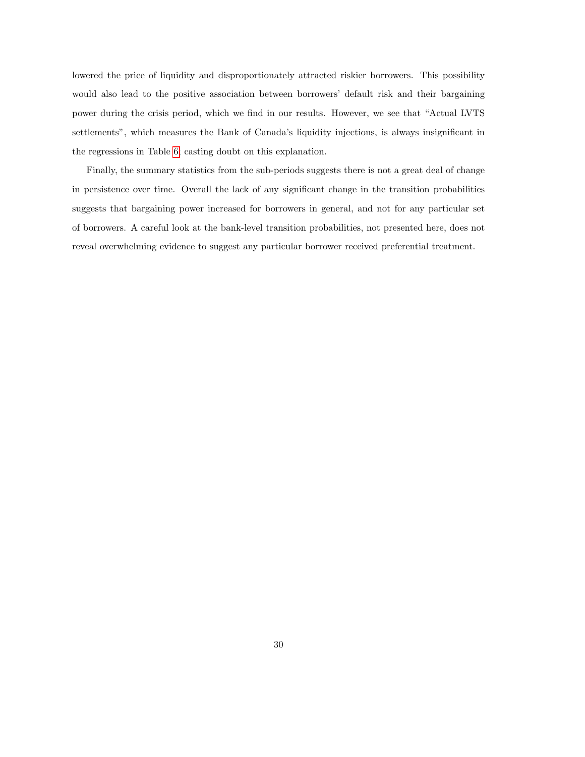lowered the price of liquidity and disproportionately attracted riskier borrowers. This possibility would also lead to the positive association between borrowers' default risk and their bargaining power during the crisis period, which we find in our results. However, we see that "Actual LVTS settlements", which measures the Bank of Canada's liquidity injections, is always insignificant in the regressions in Table 6, casting doubt on this explanation.

Finally, the summary statistics from the sub-periods suggests there is not a great deal of change in persistence over time. Overall the lack of any significant change in the transition probabilities suggests that bargaining power increased for borrowers in general, and not for any particular set of borrowers. A careful look at the bank-level transition probabilities, not presented here, does not reveal overwhelming evidence to suggest any particular borrower received preferential treatment.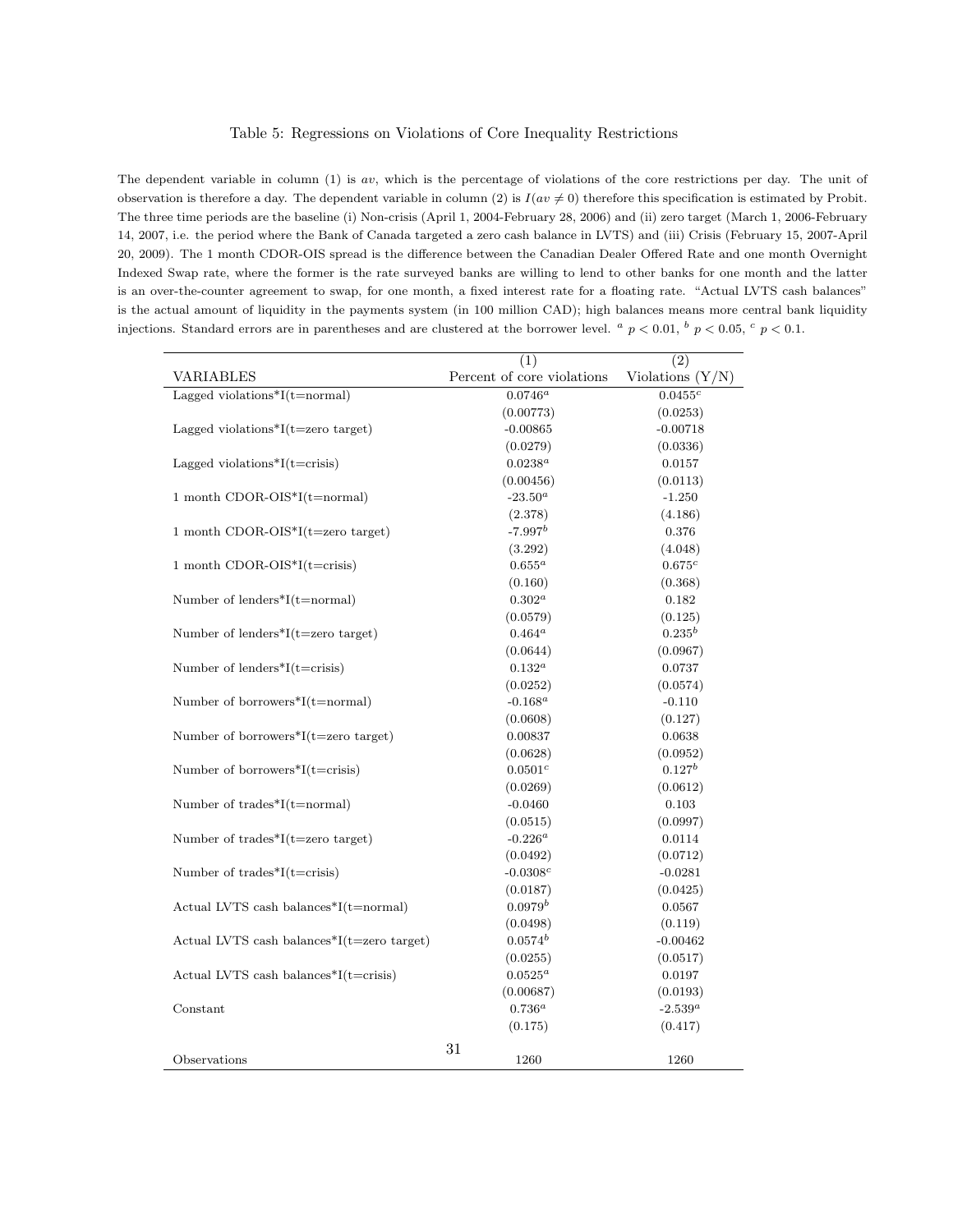Table 5: Regressions on Violations of Core Inequality Restrictions

The dependent variable in column (1) is *av*, which is the percentage of violations of the core restrictions per day. The unit of observation is therefore a day. The dependent variable in column (2) is $I(av \neq 0)$ therefore this specification is estimated by Probit. The three time periods are the baseline (i) Non-crisis (April 1, 2004-February 28, 2006) and (ii) zero target (March 1, 2006-February 14, 2007, i.e. the period where the Bank of Canada targeted a zero cash balance in LVTS) and (iii) Crisis (February 15, 2007-April 20, 2009). The 1 month CDOR-OIS spread is the difference between the Canadian Dealer Offered Rate and one month Overnight Indexed Swap rate, where the former is the rate surveyed banks are willing to lend to other banks for one month and the latter is an over-the-counter agreement to swap, for one month, a fixed interest rate for a floating rate. "Actual LVTS cash balances" is the actual amount of liquidity in the payments system (in 100 million CAD); high balances means more central bank liquidity injections. Standard errors are in parentheses and are clustered at the borrower level. [a] $p < 0.01$, [b] $p < 0.05$, [c] $p < 0.1$.

| | (1) | (2) |
|---|---|---|
| VARIABLES | Percent of core violations | Violations (Y/N) |
| Lagged violations*I(t=normal) | $0.0746^{a}$ | $0.0455^{c}$ |
| | (0.00773) | (0.0253) |
| Lagged violations*I(t=zero target) | -0.00865 | -0.00718 |
| | (0.0279) | (0.0336) |
| Lagged violations*I(t=crisis) | $0.0238^{a}$ | 0.0157 |
| | (0.00456) | (0.0113) |
| 1 month CDOR-OIS*I(t=normal) | $-23.50^{a}$ | -1.250 |
| | (2.378) | (4.186) |
| 1 month CDOR-OIS*I(t=zero target) | $-7.997^{b}$ | 0.376 |
| | (3.292) | (4.048) |
| 1 month CDOR-OIS*I(t=crisis) | $0.655^{a}$ | $0.675^{c}$ |
| | (0.160) | (0.368) |
| Number of lenders*I(t=normal) | $0.302^{a}$ | 0.182 |
| | (0.0579) | (0.125) |
| Number of lenders*I(t=zero target) | $0.464^{a}$ | $0.235^{b}$ |
| | (0.0644) | (0.0967) |
| Number of lenders*I(t=crisis) | $0.132^{a}$ | 0.0737 |
| | (0.0252) | (0.0574) |
| Number of borrowers*I(t=normal) | $-0.168^{a}$ | -0.110 |
| | (0.0608) | (0.127) |
| Number of borrowers*I(t=zero target) | 0.00837 | 0.0638 |
| | (0.0628) | (0.0952) |
| Number of borrowers*I(t=crisis) | $0.0501^{c}$ | $0.127^{b}$ |
| | (0.0269) | (0.0612) |
| Number of trades*I(t=normal) | -0.0460 | 0.103 |
| | (0.0515) | (0.0997) |
| Number of trades*I(t=zero target) | $-0.226^{a}$ | 0.0114 |
| | (0.0492) | (0.0712) |
| Number of trades*I(t=crisis) | $-0.0308^{c}$ | -0.0281 |
| | (0.0187) | (0.0425) |
| Actual LVTS cash balances*I(t=normal) | $0.0979^{b}$ | 0.0567 |
| | (0.0498) | (0.119) |
| Actual LVTS cash balances*I(t=zero target) | $0.0574^{b}$ | -0.00462 |
| | (0.0255) | (0.0517) |
| Actual LVTS cash balances*I(t=crisis) | $0.0525^{a}$ | 0.0197 |
| | (0.00687) | (0.0193) |
| Constant | $0.736^{a}$ | $-2.539^{a}$ |
| | (0.175) | (0.417) |
| Observations | 1260 | 1260 |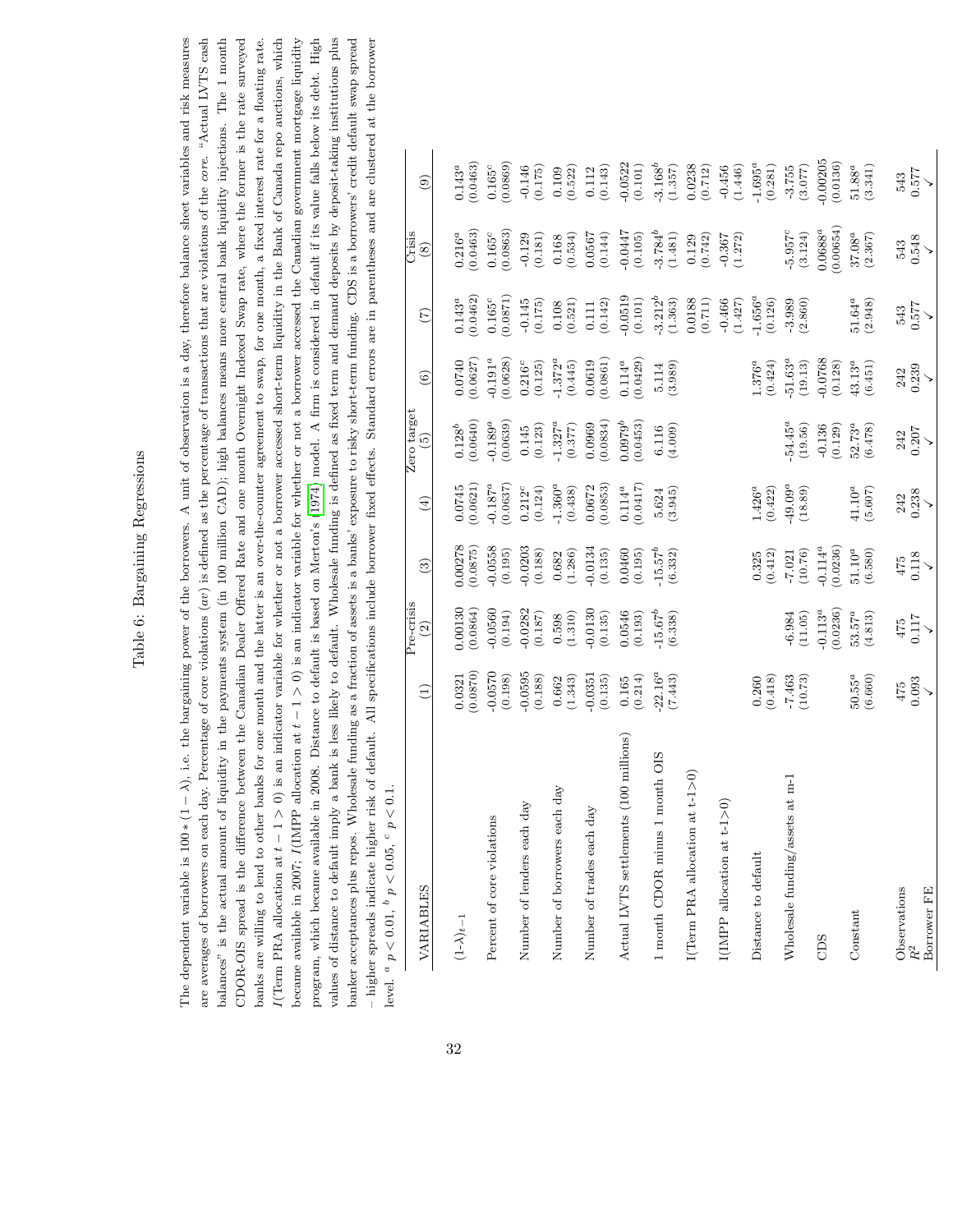## Table 6: Bargaining Regressions

The dependent variable is $100*(1-\lambda)$, i.e. the bargaining power of the borrowers. A unit of observation is a day, therefore balance sheet variables and risk measures are averages of borrowers on each day. Percentage of core violations ($av$) is defined as the percentage of transactions that are violations of the *core*. "Actual LVTS cash balances" is the actual amount of liquidity in the payments system (in 100 million CAD); high balances means more central bank liquidity injections. The 1 month CDOR-OIS spread is the difference between the Canadian Dealer Offered Rate and one month Overnight Indexed Swap rate, where the former is the rate surveyed banks are willing to lend to other banks for one month and the latter is an over-the-counter agreement to swap, for one month, a fixed interest rate for a floating rate. $I$(Term PRA allocation at $t-1>0$) is an indicator variable for whether or not a borrower accessed short-term liquidity in the Bank of Canada repo auctions, which became available in 2007; $I$(IMPP allocation at $t-1>0$) is an indicator variable for whether or not a borrower accessed the Canadian government mortgage liquidity program, which became available in 2008. Distance to default is based on Merton's [1974] model. A firm is considered in default if its value falls below its debt. High values of distance to default imply a bank is less likely to default. Wholesale funding is defined as fixed term and demand deposits by deposit-taking institutions plus banker acceptances plus repos. Wholesale funding as a fraction of assets is a banks' exposure to risky short-term funding. CDS is a borrowers' credit default swap spread – higher spreads indicate higher risk of default. All specifications include borrower fixed effects. Standard errors are in parentheses and are clustered at the borrower level. $^a$ $p<0.01$, $^b$ $p<0.05$, $^c$ $p<0.1$.

| VARIABLES | Pre-crisis (1) | (2) | (3) | (4) | Zero target (5) | (6) | (7) | Crisis (8) | (9) |
|---|---|---|---|---|---|---|---|---|---|
| $(1-\lambda)_{t-1}$ | 0.0321 | 0.00130 | 0.00278 | 0.0745 | 0.128$^b$ | 0.0740 | 0.143$^a$ | 0.216$^a$ | 0.143$^a$ |
| | (0.0870) | (0.0864) | (0.0875) | (0.0621) | (0.0640) | (0.0627) | (0.0462) | (0.0463) | (0.0463) |
| Percent of core violations | -0.0570 | -0.0560 | -0.0558 | -0.187$^a$ | -0.189$^a$ | -0.191$^a$ | 0.165$^c$ | 0.165$^c$ | 0.165$^c$ |
| | (0.198) | (0.194) | (0.195) | (0.0637) | (0.0639) | (0.0628) | (0.0871) | (0.0863) | (0.0869) |
| Number of lenders each day | -0.0595 | -0.0282 | -0.0203 | 0.212$^c$ | 0.145 | 0.216$^c$ | -0.145 | -0.129 | -0.146 |
| | (0.188) | (0.187) | (0.188) | (0.124) | (0.123) | (0.125) | (0.175) | (0.181) | (0.175) |
| Number of borrowers each day | 0.662 | 0.598 | 0.682 | -1.360$^a$ | -1.327$^a$ | -1.372$^a$ | 0.108 | 0.168 | 0.109 |
| | (1.343) | (1.310) | (1.286) | (0.438) | (0.377) | (0.445) | (0.521) | (0.534) | (0.522) |
| Number of trades each day | -0.0351 | -0.0130 | -0.0134 | 0.0672 | 0.0969 | 0.0619 | 0.111 | 0.0567 | 0.112 |
| | (0.135) | (0.135) | (0.135) | (0.0853) | (0.0834) | (0.0861) | (0.142) | (0.144) | (0.143) |
| Actual LVTS settlements (100 millions) | 0.165 | 0.0546 | 0.0460 | 0.114$^a$ | 0.0979$^b$ | 0.114$^a$ | -0.0519 | -0.0447 | -0.0522 |
| | (0.214) | (0.193) | (0.195) | (0.0417) | (0.0453) | (0.0429) | (0.101) | (0.105) | (0.101) |
| 1 month CDOR minus 1 month OIS | -22.16$^a$ | -15.67$^b$ | -15.57$^b$ | 5.624 | 6.116 | 5.114 | -3.212$^b$ | -3.784$^b$ | -3.168$^b$ |
| | (7.443) | (6.338) | (6.332) | (3.945) | (4.009) | (3.989) | (1.363) | (1.481) | (1.357) |
| I(Term PRA allocation at t-1>0) | | | | | | | 0.0188 | 0.129 | 0.0238 |
| | | | | | | | (0.711) | (0.742) | (0.712) |
| I(IMPP allocation at t-1>0) | | | | | | | -0.466 | -0.367 | -0.456 |
| | | | | | | | (1.427) | (1.272) | (1.446) |
| Distance to default | 0.260 | | 0.325 | 1.426$^a$ | | 1.376$^a$ | -1.656$^a$ | | -1.695$^a$ |
| | (0.418) | | (0.412) | (0.422) | | (0.424) | (0.126) | | (0.281) |
| Wholesale funding/assets at m-1 | -7.463 | -6.984 | -7.021 | -49.09$^a$ | -54.45$^a$ | -51.63$^a$ | -3.989 | -5.957$^c$ | -3.755 |
| | (10.73) | (11.05) | (10.76) | (18.89) | (19.56) | (19.13) | (2.860) | (3.124) | (3.077) |
| CDS | | -0.113$^a$ | -0.114$^a$ | | -0.136 | -0.0768 | | 0.0688$^a$ | -0.00205 |
| | | (0.0236) | (0.0236) | | (0.129) | (0.128) | | (0.00654) | (0.0136) |
| Constant | 50.55$^a$ | 53.57$^a$ | 51.10$^a$ | 41.10$^a$ | 52.73$^a$ | 43.13$^a$ | 51.64$^a$ | 37.08$^a$ | 51.88$^a$ |
| | (6.660) | (4.813) | (6.580) | (5.607) | (6.478) | (6.451) | (2.948) | (2.367) | (3.341) |
| Observations | 475 | 475 | 475 | 242 | 242 | 242 | 543 | 543 | 543 |
| $R^2$ | 0.093 | 0.117 | 0.118 | 0.238 | 0.207 | 0.239 | 0.577 | 0.548 | 0.577 |
| Borrower FE | ✓ | ✓ | ✓ | ✓ | ✓ | ✓ | ✓ | ✓ | ✓ |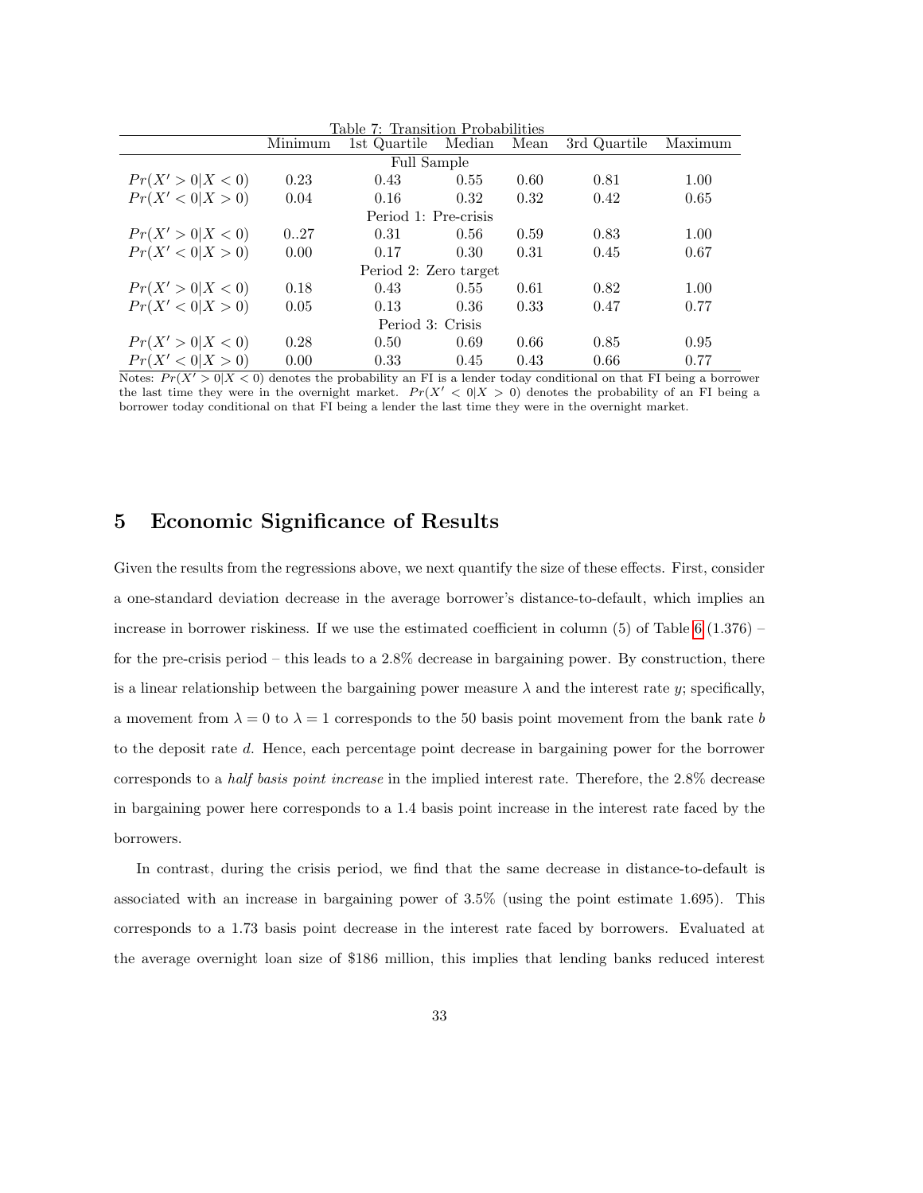Table 7: Transition Probabilities

| | Minimum | 1st Quartile | Median | Mean | 3rd Quartile | Maximum |
|---|---|---|---|---|---|---|
| Full Sample | | | | | | |
| $Pr(X' > 0 \mid X < 0)$ | 0.23 | 0.43 | 0.55 | 0.60 | 0.81 | 1.00 |
| $Pr(X' < 0 \mid X > 0)$ | 0.04 | 0.16 | 0.32 | 0.32 | 0.42 | 0.65 |
| Period 1: Pre-crisis | | | | | | |
| $Pr(X' > 0 \mid X < 0)$ | 0..27 | 0.31 | 0.56 | 0.59 | 0.83 | 1.00 |
| $Pr(X' < 0 \mid X > 0)$ | 0.00 | 0.17 | 0.30 | 0.31 | 0.45 | 0.67 |
| Period 2: Zero target | | | | | | |
| $Pr(X' > 0 \mid X < 0)$ | 0.18 | 0.43 | 0.55 | 0.61 | 0.82 | 1.00 |
| $Pr(X' < 0 \mid X > 0)$ | 0.05 | 0.13 | 0.36 | 0.33 | 0.47 | 0.77 |
| Period 3: Crisis | | | | | | |
| $Pr(X' > 0 \mid X < 0)$ | 0.28 | 0.50 | 0.69 | 0.66 | 0.85 | 0.95 |
| $Pr(X' < 0 \mid X > 0)$ | 0.00 | 0.33 | 0.45 | 0.43 | 0.66 | 0.77 |

Notes: $Pr(X' > 0|X < 0)$ denotes the probability an FI is a lender today conditional on that FI being a borrower the last time they were in the overnight market. $Pr(X' < 0|X > 0)$ denotes the probability of an FI being a borrower today conditional on that FI being a lender the last time they were in the overnight market.

## 5 Economic Significance of Results

Given the results from the regressions above, we next quantify the size of these effects. First, consider a one-standard deviation decrease in the average borrower's distance-to-default, which implies an increase in borrower riskiness. If we use the estimated coefficient in column (5) of Table 6 (1.376) – for the pre-crisis period – this leads to a 2.8% decrease in bargaining power. By construction, there is a linear relationship between the bargaining power measure $\lambda$ and the interest rate $y$; specifically, a movement from $\lambda = 0$ to $\lambda = 1$ corresponds to the 50 basis point movement from the bank rate $b$ to the deposit rate $d$. Hence, each percentage point decrease in bargaining power for the borrower corresponds to a *half basis point increase* in the implied interest rate. Therefore, the 2.8% decrease in bargaining power here corresponds to a 1.4 basis point increase in the interest rate faced by the borrowers.

In contrast, during the crisis period, we find that the same decrease in distance-to-default is associated with an increase in bargaining power of 3.5% (using the point estimate 1.695). This corresponds to a 1.73 basis point decrease in the interest rate faced by borrowers. Evaluated at the average overnight loan size of \$186 million, this implies that lending banks reduced interest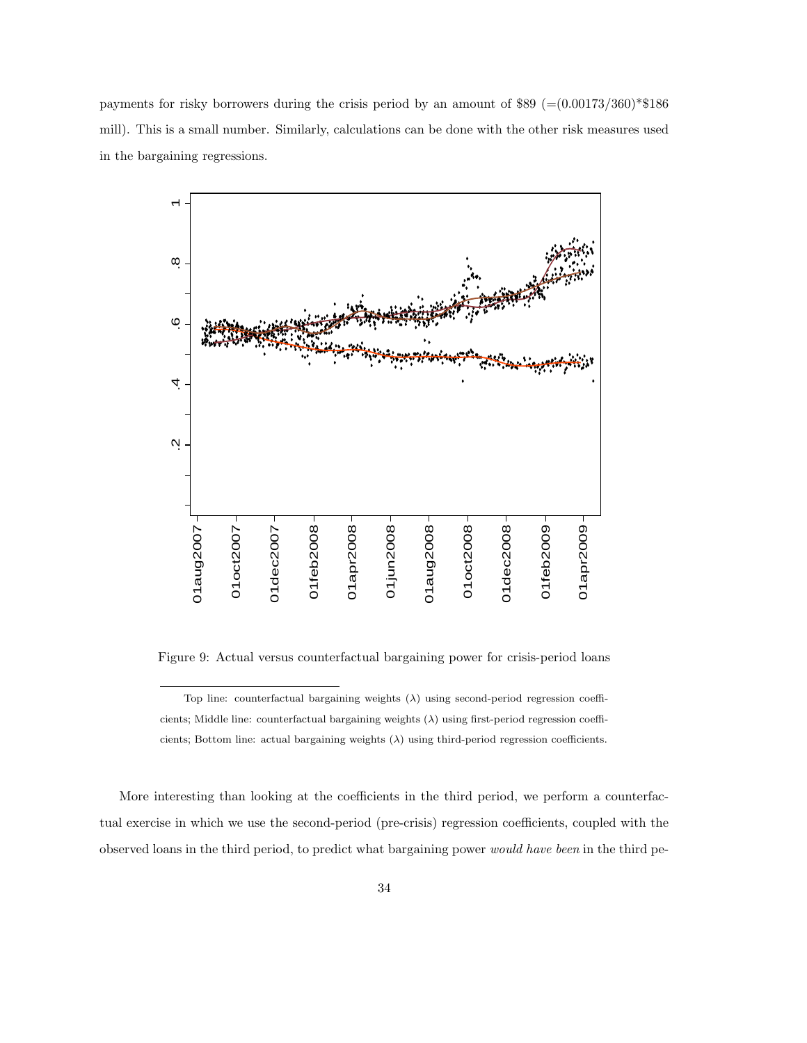payments for risky borrowers during the crisis period by an amount of \$89 (=(0.00173/360)*\$186 mill). This is a small number. Similarly, calculations can be done with the other risk measures used in the bargaining regressions.

Figure 9: Actual versus counterfactual bargaining power for crisis-period loans

Top line: counterfactual bargaining weights ($\lambda$) using second-period regression coefficients; Middle line: counterfactual bargaining weights ($\lambda$) using first-period regression coefficients; Bottom line: actual bargaining weights ($\lambda$) using third-period regression coefficients.

More interesting than looking at the coefficients in the third period, we perform a counterfactual exercise in which we use the second-period (pre-crisis) regression coefficients, coupled with the observed loans in the third period, to predict what bargaining power *would have been* in the third pe-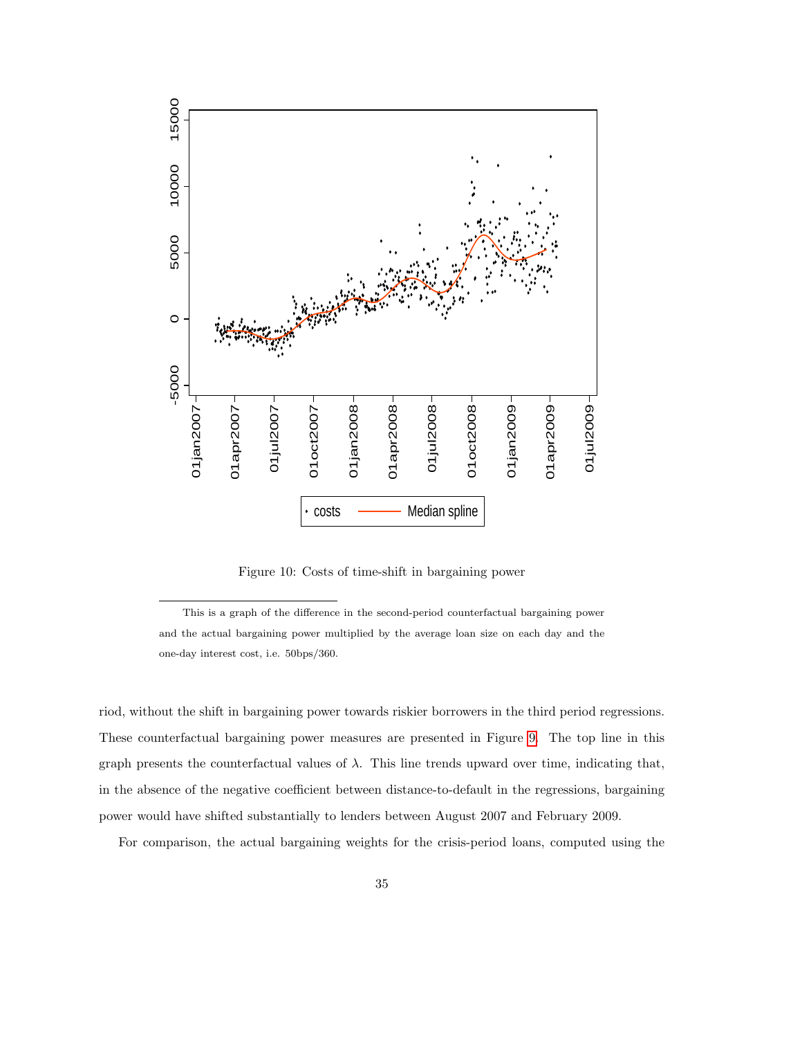Figure 10: Costs of time-shift in bargaining power

This is a graph of the difference in the second-period counterfactual bargaining power and the actual bargaining power multiplied by the average loan size on each day and the one-day interest cost, i.e. 50bps/360.

riod, without the shift in bargaining power towards riskier borrowers in the third period regressions. These counterfactual bargaining power measures are presented in Figure 9. The top line in this graph presents the counterfactual values of $\lambda$. This line trends upward over time, indicating that, in the absence of the negative coefficient between distance-to-default in the regressions, bargaining power would have shifted substantially to lenders between August 2007 and February 2009.

For comparison, the actual bargaining weights for the crisis-period loans, computed using the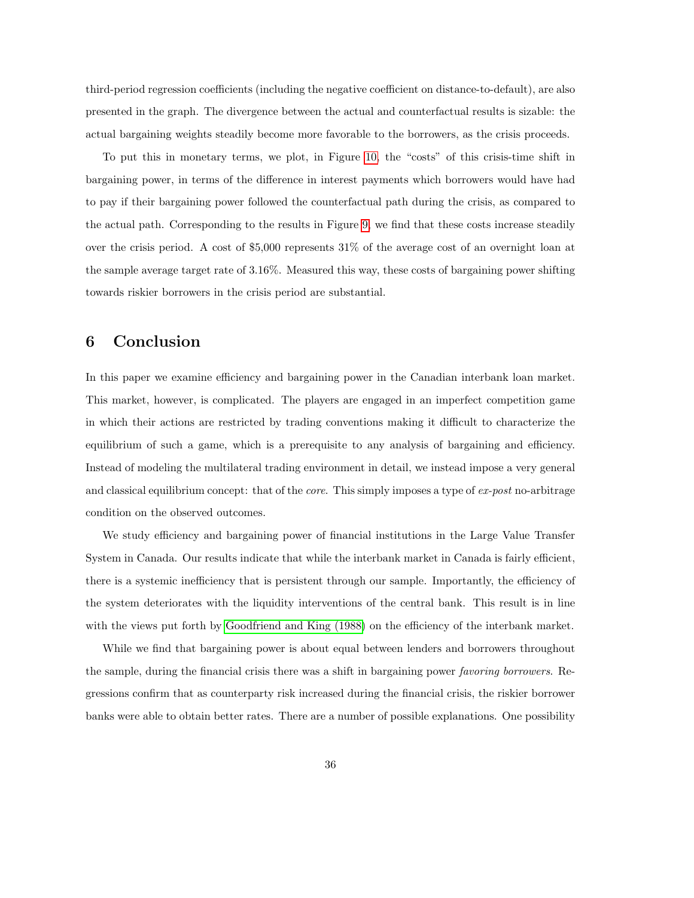third-period regression coefficients (including the negative coefficient on distance-to-default), are also presented in the graph. The divergence between the actual and counterfactual results is sizable: the actual bargaining weights steadily become more favorable to the borrowers, as the crisis proceeds.

To put this in monetary terms, we plot, in Figure 10, the "costs" of this crisis-time shift in bargaining power, in terms of the difference in interest payments which borrowers would have had to pay if their bargaining power followed the counterfactual path during the crisis, as compared to the actual path. Corresponding to the results in Figure 9, we find that these costs increase steadily over the crisis period. A cost of $5,000 represents 31% of the average cost of an overnight loan at the sample average target rate of 3.16%. Measured this way, these costs of bargaining power shifting towards riskier borrowers in the crisis period are substantial.

# 6 Conclusion

In this paper we examine efficiency and bargaining power in the Canadian interbank loan market. This market, however, is complicated. The players are engaged in an imperfect competition game in which their actions are restricted by trading conventions making it difficult to characterize the equilibrium of such a game, which is a prerequisite to any analysis of bargaining and efficiency. Instead of modeling the multilateral trading environment in detail, we instead impose a very general and classical equilibrium concept: that of the *core*. This simply imposes a type of *ex-post* no-arbitrage condition on the observed outcomes.

We study efficiency and bargaining power of financial institutions in the Large Value Transfer System in Canada. Our results indicate that while the interbank market in Canada is fairly efficient, there is a systemic inefficiency that is persistent through our sample. Importantly, the efficiency of the system deteriorates with the liquidity interventions of the central bank. This result is in line with the views put forth by Goodfriend and King (1988) on the efficiency of the interbank market.

While we find that bargaining power is about equal between lenders and borrowers throughout the sample, during the financial crisis there was a shift in bargaining power *favoring borrowers*. Regressions confirm that as counterparty risk increased during the financial crisis, the riskier borrower banks were able to obtain better rates. There are a number of possible explanations. One possibility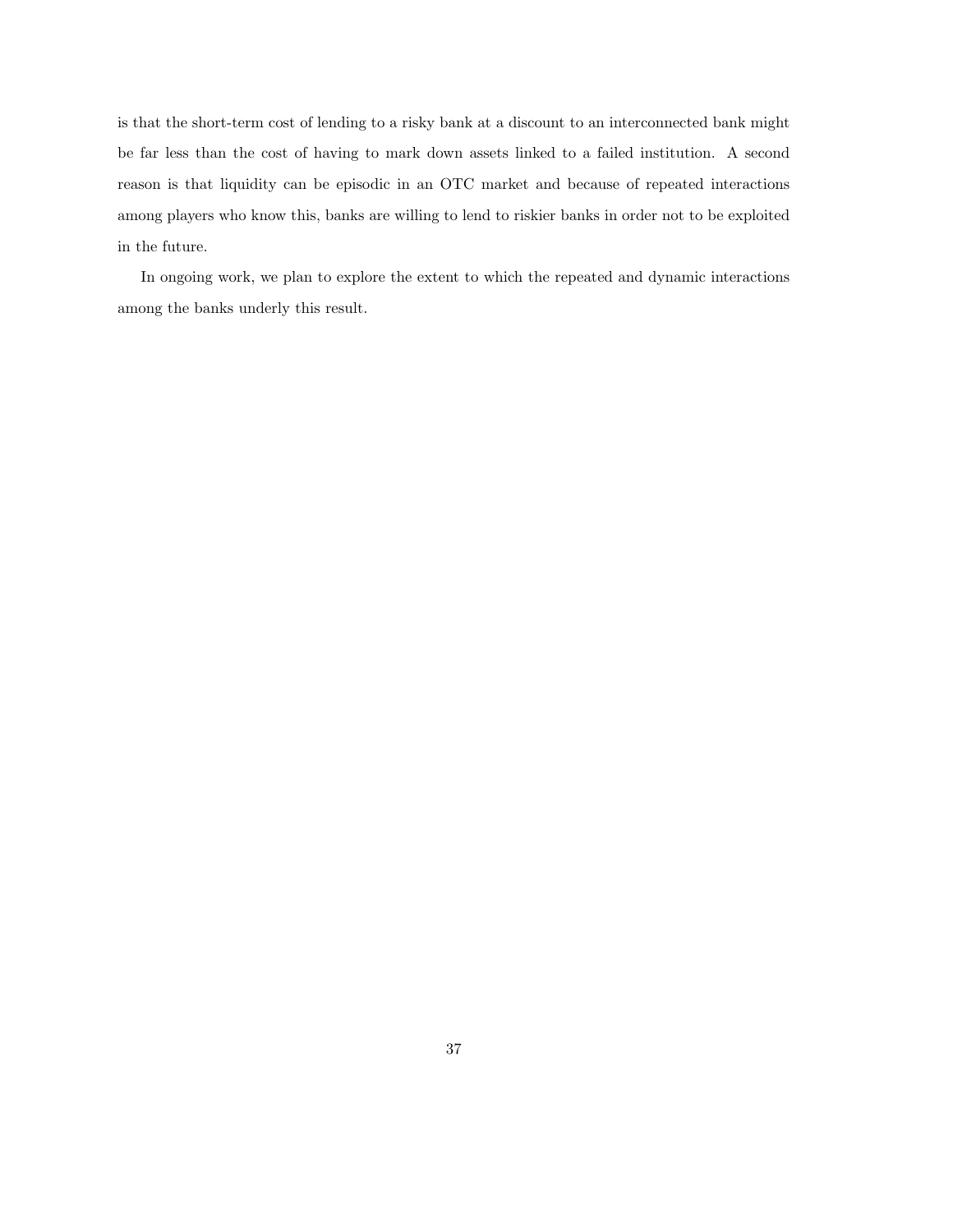is that the short-term cost of lending to a risky bank at a discount to an interconnected bank might be far less than the cost of having to mark down assets linked to a failed institution. A second reason is that liquidity can be episodic in an OTC market and because of repeated interactions among players who know this, banks are willing to lend to riskier banks in order not to be exploited in the future.

In ongoing work, we plan to explore the extent to which the repeated and dynamic interactions among the banks underly this result.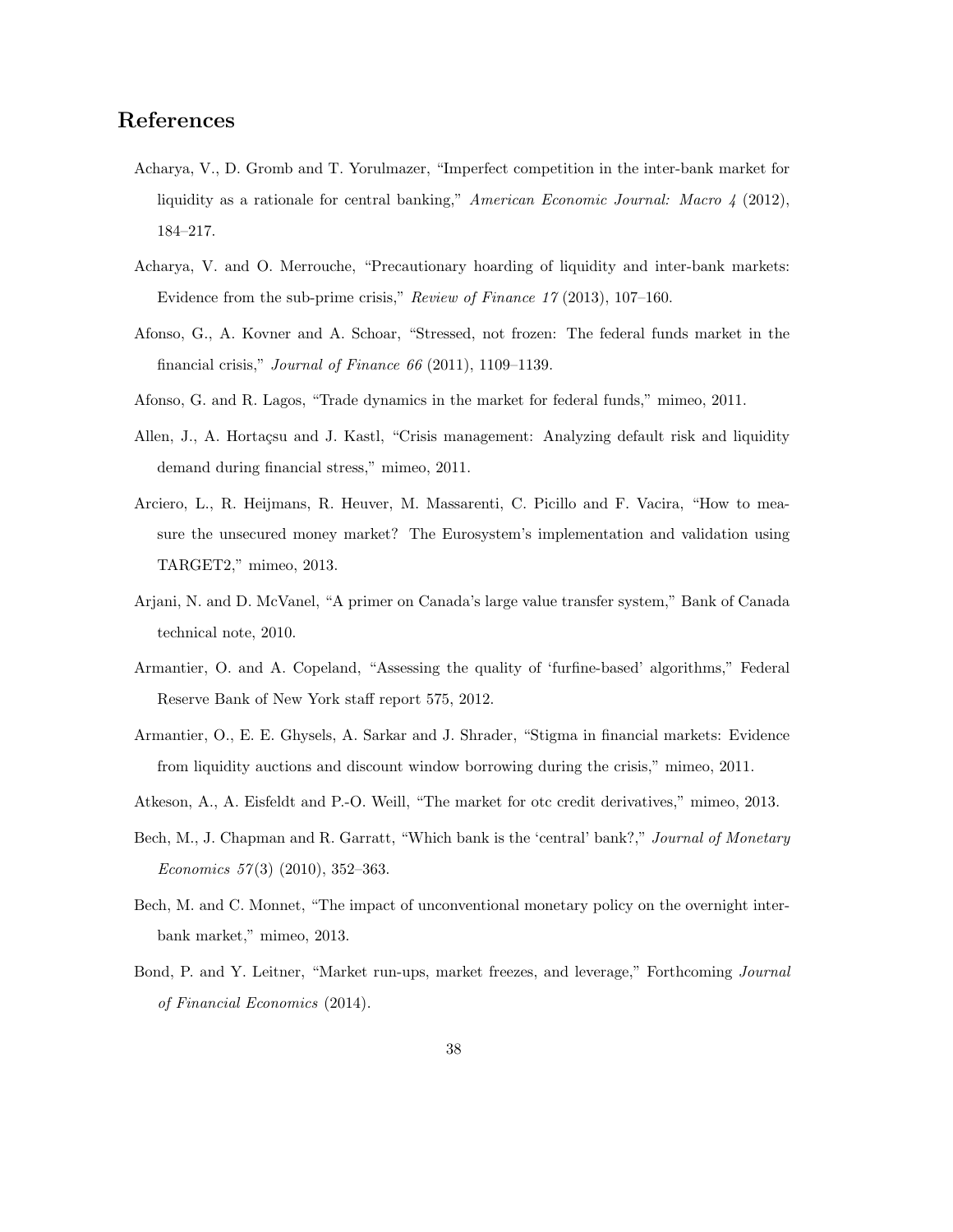# References

Acharya, V., D. Gromb and T. Yorulmazer, "Imperfect competition in the inter-bank market for liquidity as a rationale for central banking," *American Economic Journal: Macro 4* (2012), 184–217.

Acharya, V. and O. Merrouche, "Precautionary hoarding of liquidity and inter-bank markets: Evidence from the sub-prime crisis," *Review of Finance 17* (2013), 107–160.

Afonso, G., A. Kovner and A. Schoar, "Stressed, not frozen: The federal funds market in the financial crisis," *Journal of Finance 66* (2011), 1109–1139.

Afonso, G. and R. Lagos, "Trade dynamics in the market for federal funds," mimeo, 2011.

Allen, J., A. Hortaçsu and J. Kastl, "Crisis management: Analyzing default risk and liquidity demand during financial stress," mimeo, 2011.

Arciero, L., R. Heijmans, R. Heuver, M. Massarenti, C. Picillo and F. Vacira, "How to measure the unsecured money market? The Eurosystem's implementation and validation using TARGET2," mimeo, 2013.

Arjani, N. and D. McVanel, "A primer on Canada's large value transfer system," Bank of Canada technical note, 2010.

Armantier, O. and A. Copeland, "Assessing the quality of 'furfine-based' algorithms," Federal Reserve Bank of New York staff report 575, 2012.

Armantier, O., E. E. Ghysels, A. Sarkar and J. Shrader, "Stigma in financial markets: Evidence from liquidity auctions and discount window borrowing during the crisis," mimeo, 2011.

Atkeson, A., A. Eisfeldt and P.-O. Weill, "The market for otc credit derivatives," mimeo, 2013.

Bech, M., J. Chapman and R. Garratt, "Which bank is the 'central' bank?," *Journal of Monetary Economics 57*(3) (2010), 352–363.

Bech, M. and C. Monnet, "The impact of unconventional monetary policy on the overnight interbank market," mimeo, 2013.

Bond, P. and Y. Leitner, "Market run-ups, market freezes, and leverage," Forthcoming *Journal of Financial Economics* (2014).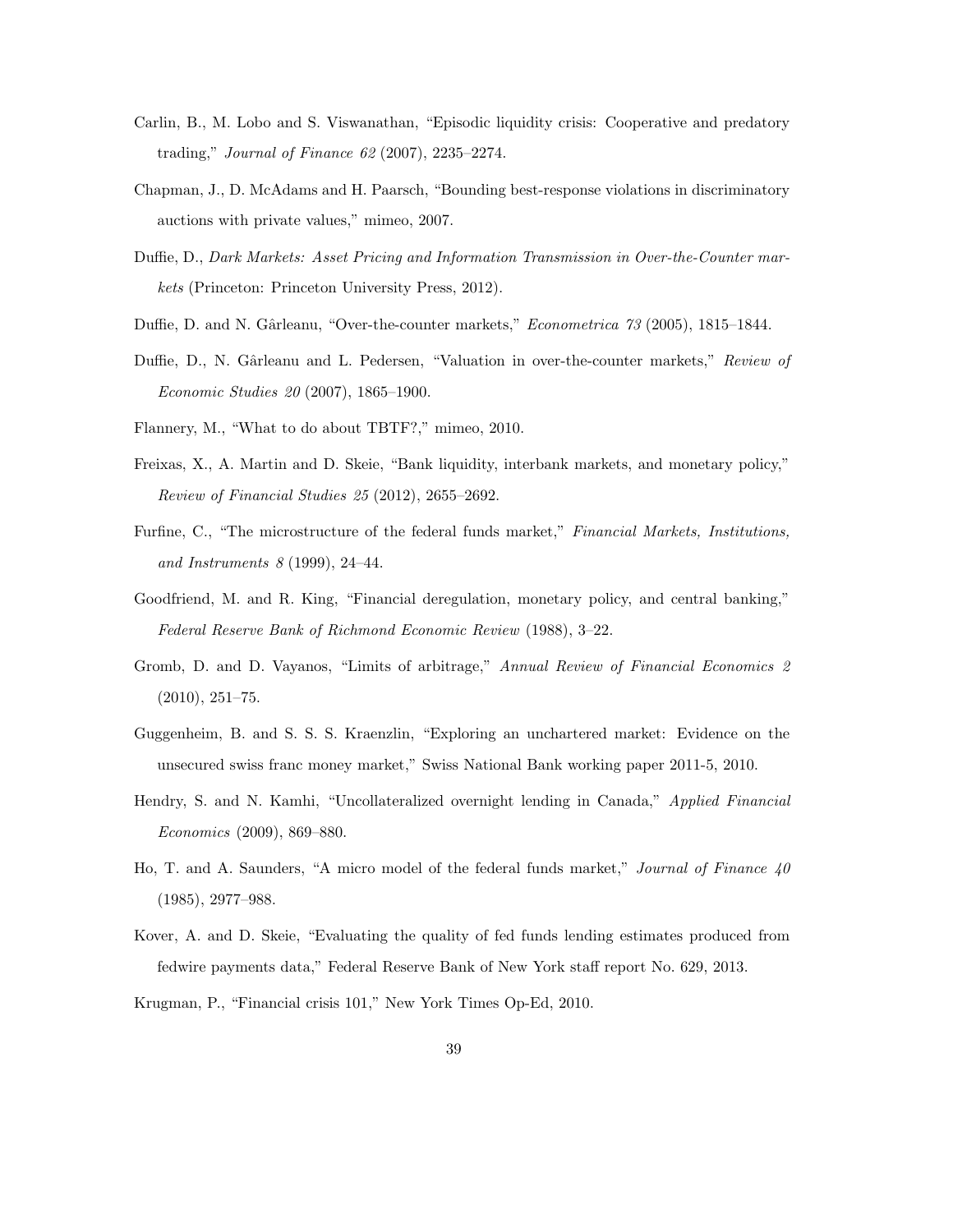Carlin, B., M. Lobo and S. Viswanathan, "Episodic liquidity crisis: Cooperative and predatory trading," *Journal of Finance 62* (2007), 2235–2274.

Chapman, J., D. McAdams and H. Paarsch, "Bounding best-response violations in discriminatory auctions with private values," mimeo, 2007.

Duffie, D., *Dark Markets: Asset Pricing and Information Transmission in Over-the-Counter markets* (Princeton: Princeton University Press, 2012).

Duffie, D. and N. Gârleanu, "Over-the-counter markets," *Econometrica 73* (2005), 1815–1844.

Duffie, D., N. Gârleanu and L. Pedersen, "Valuation in over-the-counter markets," *Review of Economic Studies 20* (2007), 1865–1900.

Flannery, M., "What to do about TBTF?," mimeo, 2010.

Freixas, X., A. Martin and D. Skeie, "Bank liquidity, interbank markets, and monetary policy," *Review of Financial Studies 25* (2012), 2655–2692.

Furfine, C., "The microstructure of the federal funds market," *Financial Markets, Institutions, and Instruments 8* (1999), 24–44.

Goodfriend, M. and R. King, "Financial deregulation, monetary policy, and central banking," *Federal Reserve Bank of Richmond Economic Review* (1988), 3–22.

Gromb, D. and D. Vayanos, "Limits of arbitrage," *Annual Review of Financial Economics 2* (2010), 251–75.

Guggenheim, B. and S. S. S. Kraenzlin, "Exploring an unchartered market: Evidence on the unsecured swiss franc money market," Swiss National Bank working paper 2011-5, 2010.

Hendry, S. and N. Kamhi, "Uncollateralized overnight lending in Canada," *Applied Financial Economics* (2009), 869–880.

Ho, T. and A. Saunders, "A micro model of the federal funds market," *Journal of Finance 40* (1985), 2977–988.

Kover, A. and D. Skeie, "Evaluating the quality of fed funds lending estimates produced from fedwire payments data," Federal Reserve Bank of New York staff report No. 629, 2013.

Krugman, P., "Financial crisis 101," New York Times Op-Ed, 2010.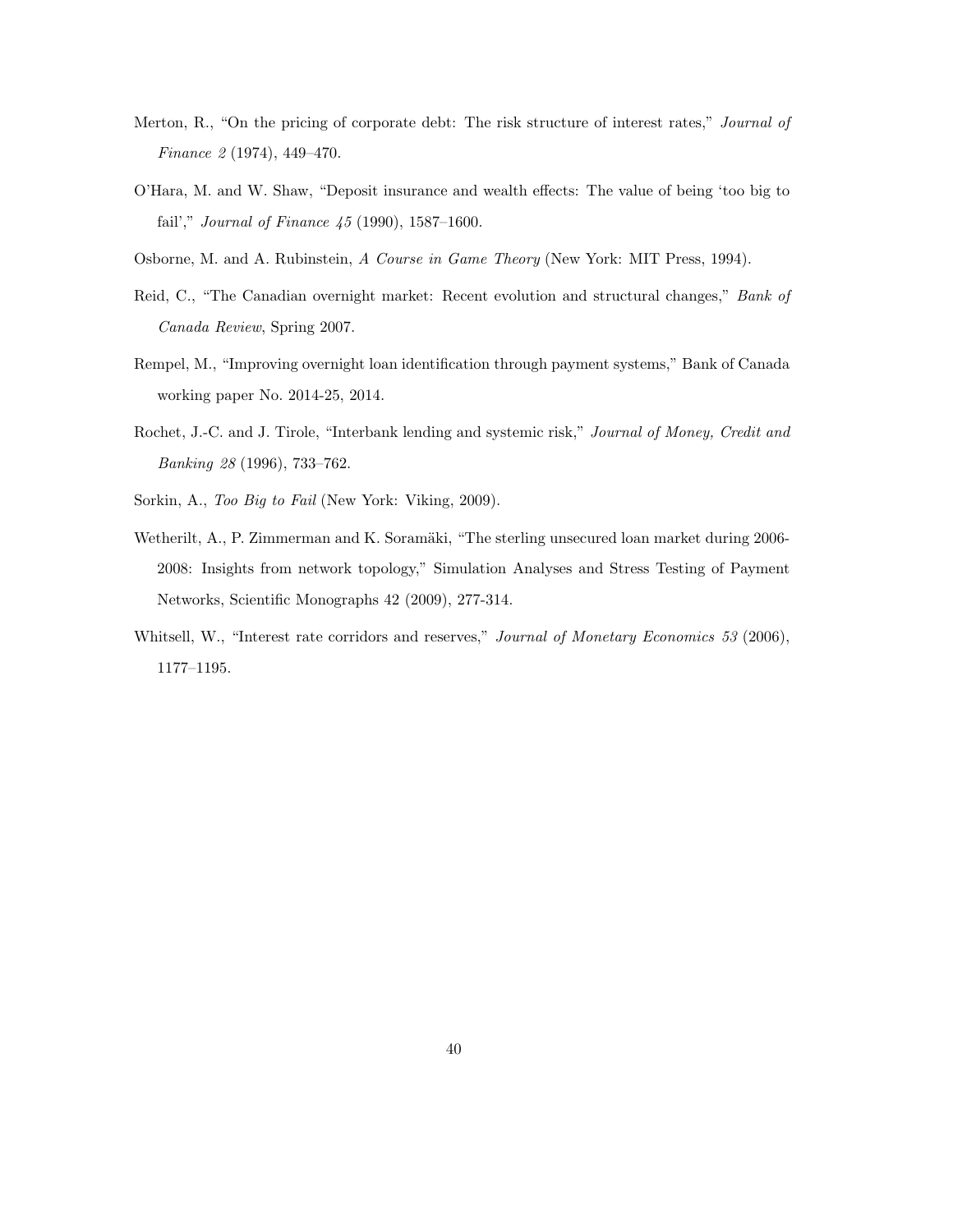Merton, R., "On the pricing of corporate debt: The risk structure of interest rates," *Journal of Finance 2* (1974), 449–470.

O'Hara, M. and W. Shaw, "Deposit insurance and wealth effects: The value of being 'too big to fail'," *Journal of Finance 45* (1990), 1587–1600.

Osborne, M. and A. Rubinstein, *A Course in Game Theory* (New York: MIT Press, 1994).

Reid, C., "The Canadian overnight market: Recent evolution and structural changes," *Bank of Canada Review*, Spring 2007.

Rempel, M., "Improving overnight loan identification through payment systems," Bank of Canada working paper No. 2014-25, 2014.

Rochet, J.-C. and J. Tirole, "Interbank lending and systemic risk," *Journal of Money, Credit and Banking 28* (1996), 733–762.

Sorkin, A., *Too Big to Fail* (New York: Viking, 2009).

Wetherilt, A., P. Zimmerman and K. Soramäki, "The sterling unsecured loan market during 2006-2008: Insights from network topology," Simulation Analyses and Stress Testing of Payment Networks, Scientific Monographs 42 (2009), 277-314.

Whitsell, W., "Interest rate corridors and reserves," *Journal of Monetary Economics 53* (2006), 1177–1195.